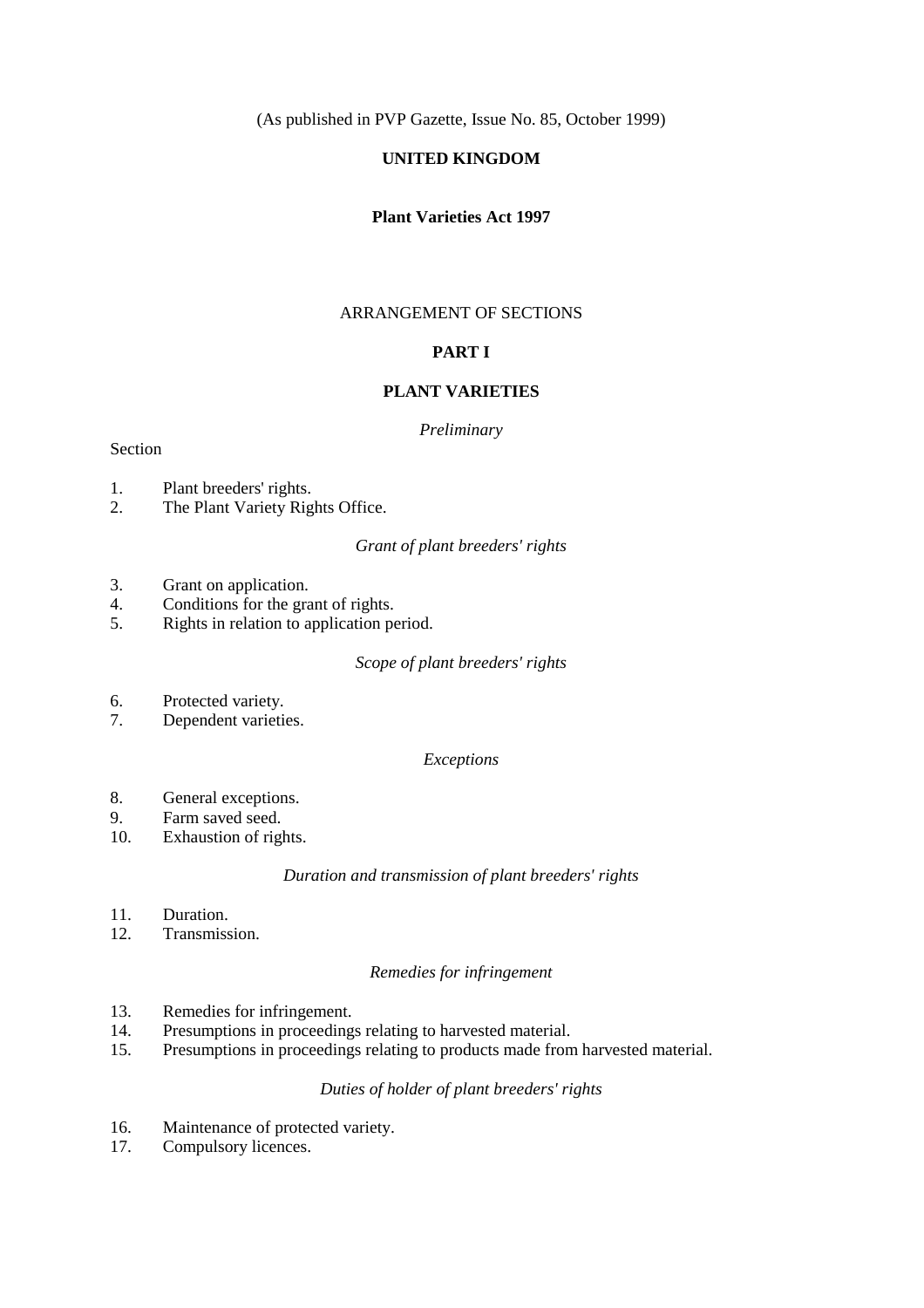(As published in PVP Gazette, Issue No. 85, October 1999)

# UNITED KINGDOM

## Plant Varieties Act 1997

ARRANGEMENT OF SECTIONS

### PART I

### PLANT VARIETIES

*Preliminary*

Section

1. Plant breeders' rights.
2. The Plant Variety Rights Office.

*Grant of plant breeders' rights*

3. Grant on application.
4. Conditions for the grant of rights.
5. Rights in relation to application period.

*Scope of plant breeders' rights*

6. Protected variety.
7. Dependent varieties.

*Exceptions*

8. General exceptions.
9. Farm saved seed.
10. Exhaustion of rights.

*Duration and transmission of plant breeders' rights*

11. Duration.
12. Transmission.

*Remedies for infringement*

13. Remedies for infringement.
14. Presumptions in proceedings relating to harvested material.
15. Presumptions in proceedings relating to products made from harvested material.

*Duties of holder of plant breeders' rights*

16. Maintenance of protected variety.
17. Compulsory licences.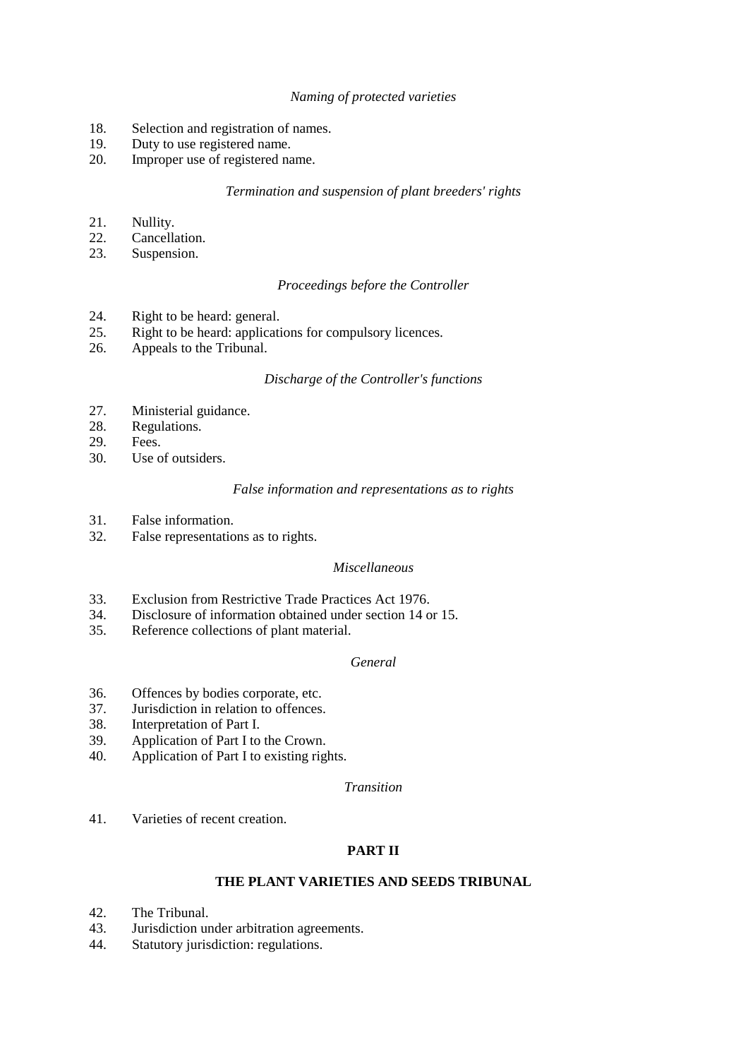*Naming of protected varieties*

18. Selection and registration of names.
19. Duty to use registered name.
20. Improper use of registered name.

*Termination and suspension of plant breeders' rights*

21. Nullity.
22. Cancellation.
23. Suspension.

*Proceedings before the Controller*

24. Right to be heard: general.
25. Right to be heard: applications for compulsory licences.
26. Appeals to the Tribunal.

*Discharge of the Controller's functions*

27. Ministerial guidance.
28. Regulations.
29. Fees.
30. Use of outsiders.

*False information and representations as to rights*

31. False information.
32. False representations as to rights.

*Miscellaneous*

33. Exclusion from Restrictive Trade Practices Act 1976.
34. Disclosure of information obtained under section 14 or 15.
35. Reference collections of plant material.

*General*

36. Offences by bodies corporate, etc.
37. Jurisdiction in relation to offences.
38. Interpretation of Part I.
39. Application of Part I to the Crown.
40. Application of Part I to existing rights.

*Transition*

41. Varieties of recent creation.

## PART II

## THE PLANT VARIETIES AND SEEDS TRIBUNAL

42. The Tribunal.
43. Jurisdiction under arbitration agreements.
44. Statutory jurisdiction: regulations.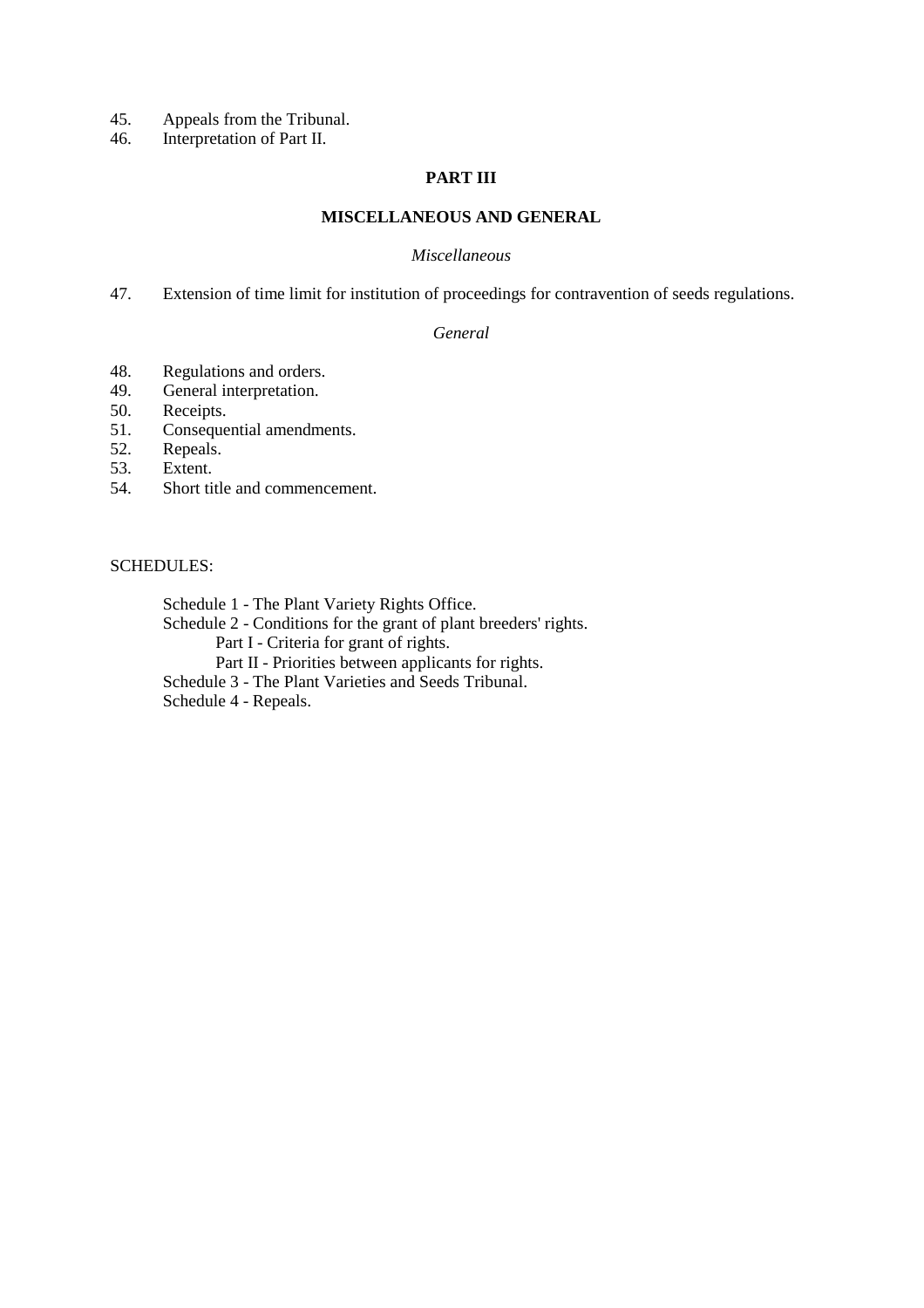45. Appeals from the Tribunal.
46. Interpretation of Part II.

## PART III

## MISCELLANEOUS AND GENERAL

*Miscellaneous*

47. Extension of time limit for institution of proceedings for contravention of seeds regulations.

*General*

48. Regulations and orders.
49. General interpretation.
50. Receipts.
51. Consequential amendments.
52. Repeals.
53. Extent.
54. Short title and commencement.

SCHEDULES:

- Schedule 1 - The Plant Variety Rights Office.
- Schedule 2 - Conditions for the grant of plant breeders' rights.
    - Part I - Criteria for grant of rights.
    - Part II - Priorities between applicants for rights.
- Schedule 3 - The Plant Varieties and Seeds Tribunal.
- Schedule 4 - Repeals.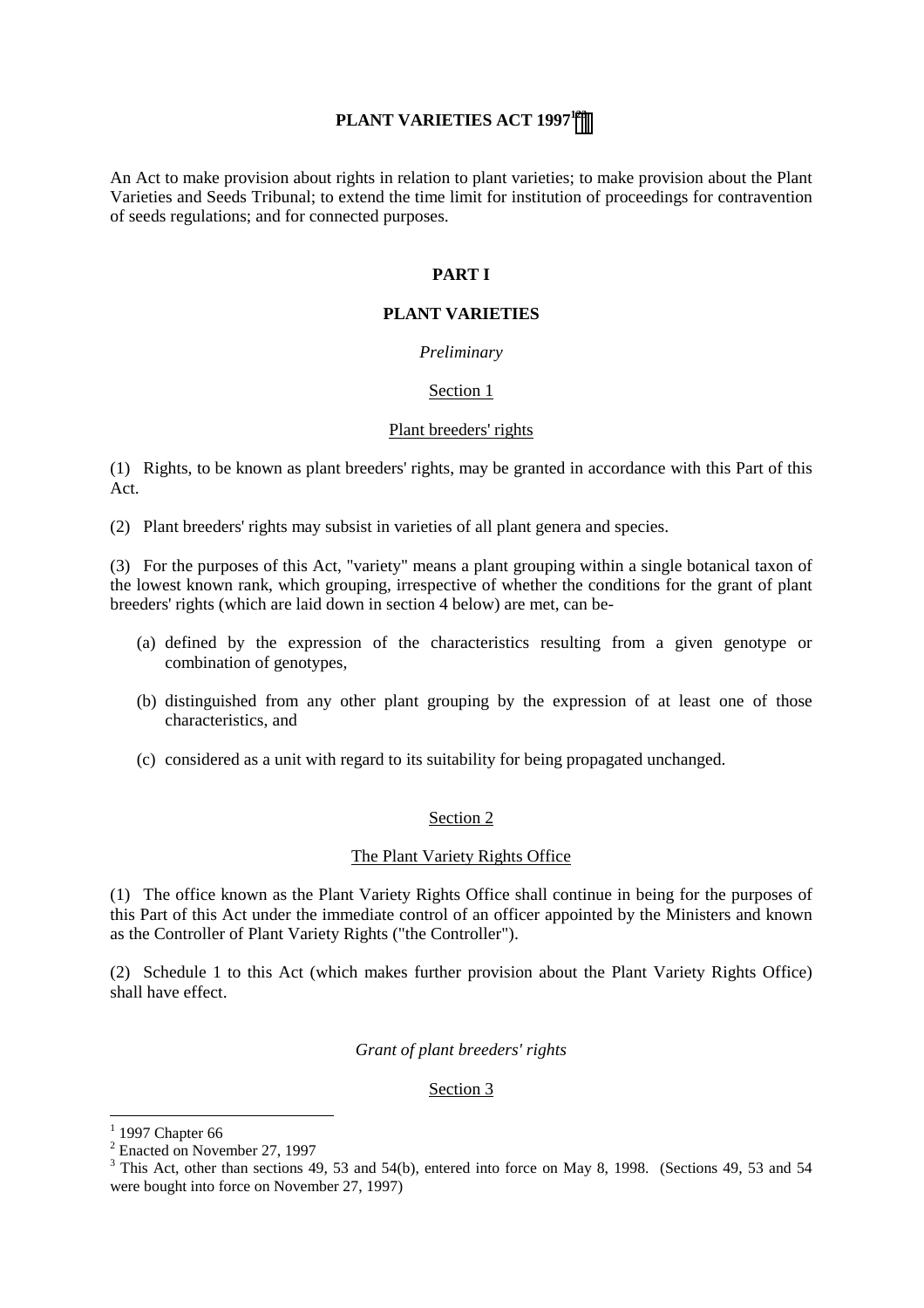# PLANT VARIETIES ACT 1997[1][2][3]

An Act to make provision about rights in relation to plant varieties; to make provision about the Plant Varieties and Seeds Tribunal; to extend the time limit for institution of proceedings for contravention of seeds regulations; and for connected purposes.

## PART I

## PLANT VARIETIES

*Preliminary*

### Section 1

### Plant breeders' rights

(1) Rights, to be known as plant breeders' rights, may be granted in accordance with this Part of this Act.

(2) Plant breeders' rights may subsist in varieties of all plant genera and species.

(3) For the purposes of this Act, "variety" means a plant grouping within a single botanical taxon of the lowest known rank, which grouping, irrespective of whether the conditions for the grant of plant breeders' rights (which are laid down in section 4 below) are met, can be-

- (a) defined by the expression of the characteristics resulting from a given genotype or combination of genotypes,
- (b) distinguished from any other plant grouping by the expression of at least one of those characteristics, and
- (c) considered as a unit with regard to its suitability for being propagated unchanged.

### Section 2

### The Plant Variety Rights Office

(1) The office known as the Plant Variety Rights Office shall continue in being for the purposes of this Part of this Act under the immediate control of an officer appointed by the Ministers and known as the Controller of Plant Variety Rights ("the Controller").

(2) Schedule 1 to this Act (which makes further provision about the Plant Variety Rights Office) shall have effect.

*Grant of plant breeders' rights*

### Section 3

---

[1] 1997 Chapter 66

[2] Enacted on November 27, 1997

[3] This Act, other than sections 49, 53 and 54(b), entered into force on May 8, 1998. (Sections 49, 53 and 54 were bought into force on November 27, 1997)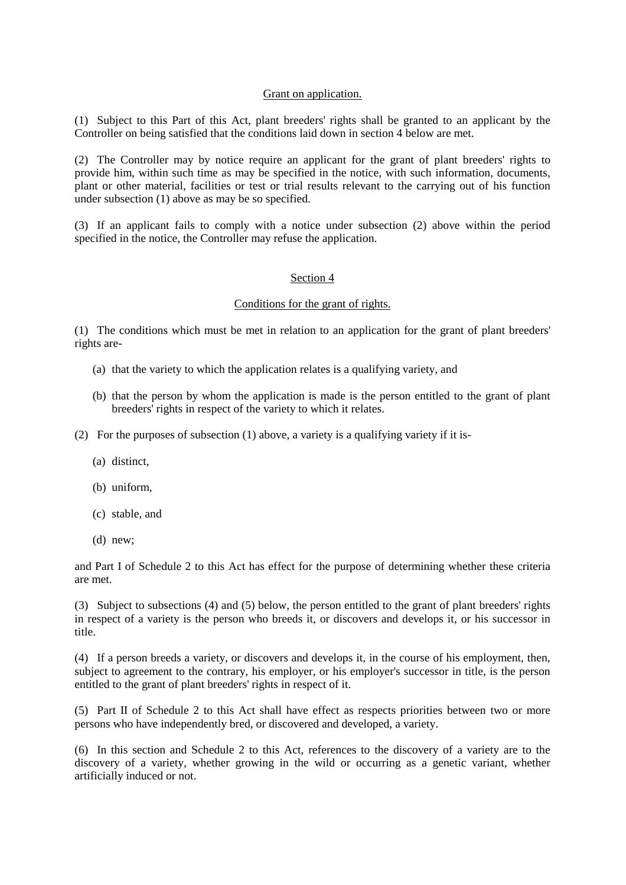## Grant on application.

(1) Subject to this Part of this Act, plant breeders' rights shall be granted to an applicant by the Controller on being satisfied that the conditions laid down in section 4 below are met.

(2) The Controller may by notice require an applicant for the grant of plant breeders' rights to provide him, within such time as may be specified in the notice, with such information, documents, plant or other material, facilities or test or trial results relevant to the carrying out of his function under subsection (1) above as may be so specified.

(3) If an applicant fails to comply with a notice under subsection (2) above within the period specified in the notice, the Controller may refuse the application.

## Section 4

## Conditions for the grant of rights.

(1) The conditions which must be met in relation to an application for the grant of plant breeders' rights are-

(a) that the variety to which the application relates is a qualifying variety, and

(b) that the person by whom the application is made is the person entitled to the grant of plant breeders' rights in respect of the variety to which it relates.

(2) For the purposes of subsection (1) above, a variety is a qualifying variety if it is-

(a) distinct,

(b) uniform,

(c) stable, and

(d) new;

and Part I of Schedule 2 to this Act has effect for the purpose of determining whether these criteria are met.

(3) Subject to subsections (4) and (5) below, the person entitled to the grant of plant breeders' rights in respect of a variety is the person who breeds it, or discovers and develops it, or his successor in title.

(4) If a person breeds a variety, or discovers and develops it, in the course of his employment, then, subject to agreement to the contrary, his employer, or his employer's successor in title, is the person entitled to the grant of plant breeders' rights in respect of it.

(5) Part II of Schedule 2 to this Act shall have effect as respects priorities between two or more persons who have independently bred, or discovered and developed, a variety.

(6) In this section and Schedule 2 to this Act, references to the discovery of a variety are to the discovery of a variety, whether growing in the wild or occurring as a genetic variant, whether artificially induced or not.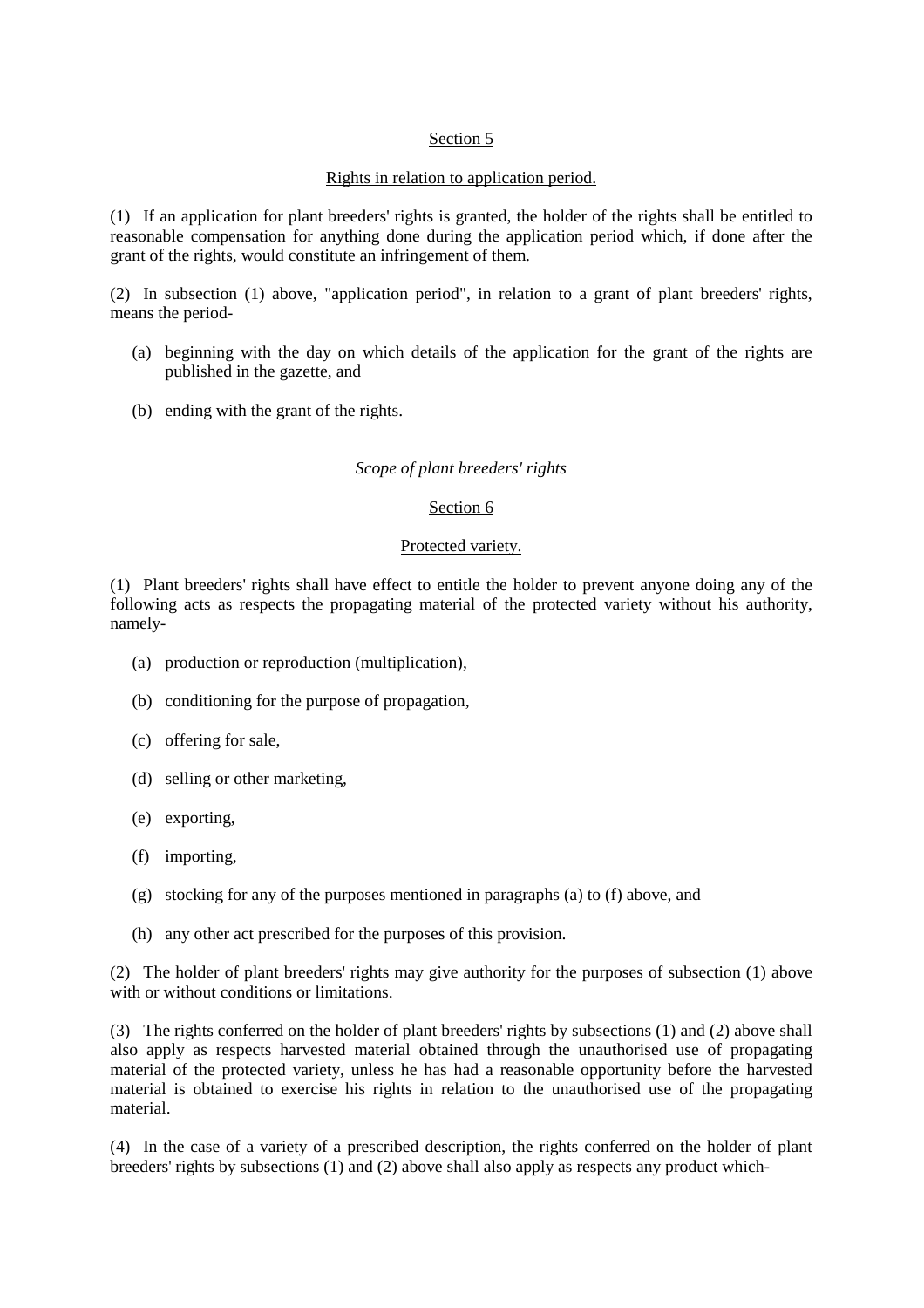Section 5

Rights in relation to application period.

(1) If an application for plant breeders' rights is granted, the holder of the rights shall be entitled to reasonable compensation for anything done during the application period which, if done after the grant of the rights, would constitute an infringement of them.

(2) In subsection (1) above, "application period", in relation to a grant of plant breeders' rights, means the period-

- (a) beginning with the day on which details of the application for the grant of the rights are published in the gazette, and
- (b) ending with the grant of the rights.

*Scope of plant breeders' rights*

Section 6

Protected variety.

(1) Plant breeders' rights shall have effect to entitle the holder to prevent anyone doing any of the following acts as respects the propagating material of the protected variety without his authority, namely-

- (a) production or reproduction (multiplication),
- (b) conditioning for the purpose of propagation,
- (c) offering for sale,
- (d) selling or other marketing,
- (e) exporting,
- (f) importing,
- (g) stocking for any of the purposes mentioned in paragraphs (a) to (f) above, and
- (h) any other act prescribed for the purposes of this provision.

(2) The holder of plant breeders' rights may give authority for the purposes of subsection (1) above with or without conditions or limitations.

(3) The rights conferred on the holder of plant breeders' rights by subsections (1) and (2) above shall also apply as respects harvested material obtained through the unauthorised use of propagating material of the protected variety, unless he has had a reasonable opportunity before the harvested material is obtained to exercise his rights in relation to the unauthorised use of the propagating material.

(4) In the case of a variety of a prescribed description, the rights conferred on the holder of plant breeders' rights by subsections (1) and (2) above shall also apply as respects any product which-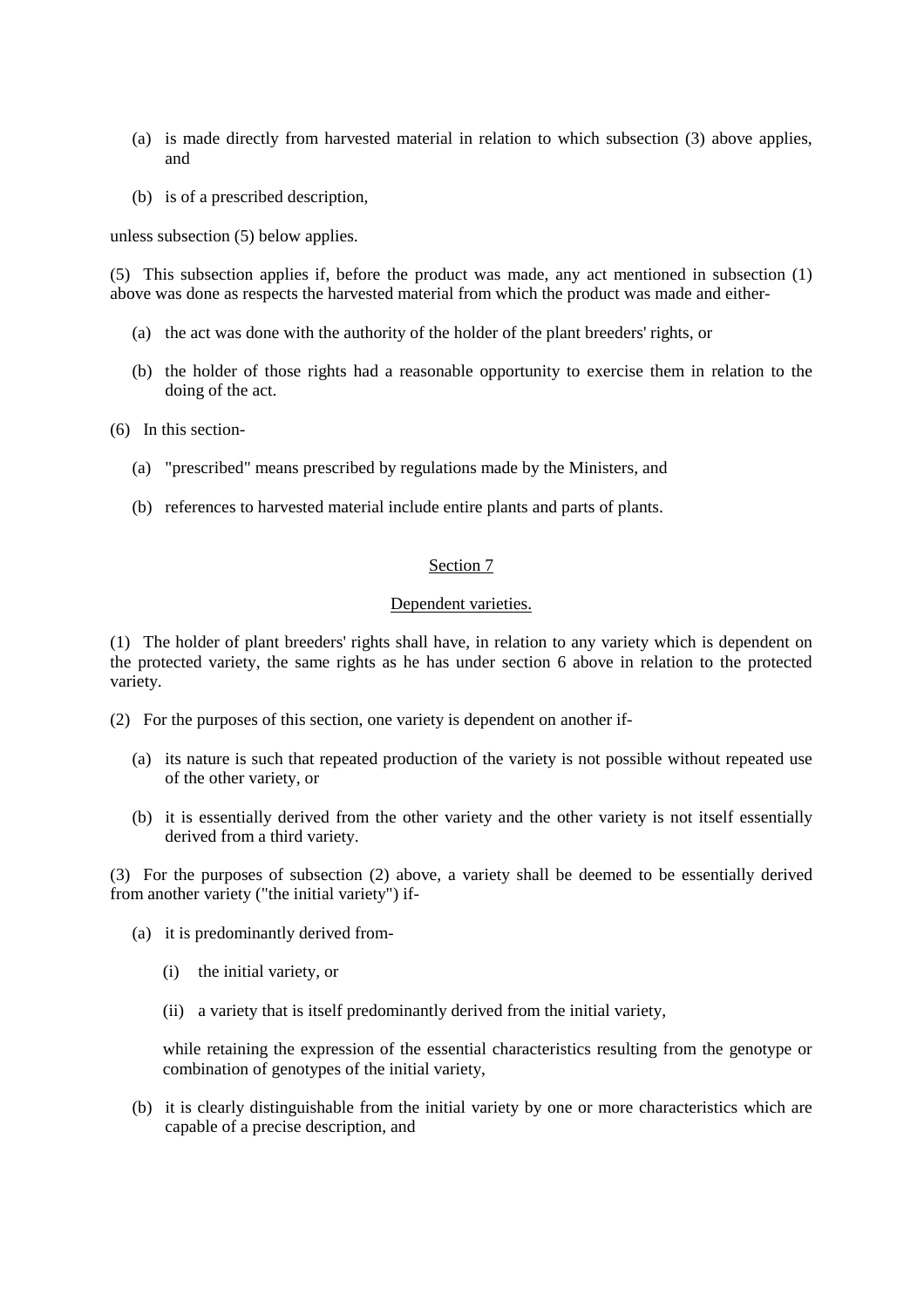(a) is made directly from harvested material in relation to which subsection (3) above applies, and

(b) is of a prescribed description,

unless subsection (5) below applies.

(5) This subsection applies if, before the product was made, any act mentioned in subsection (1) above was done as respects the harvested material from which the product was made and either-

(a) the act was done with the authority of the holder of the plant breeders' rights, or

(b) the holder of those rights had a reasonable opportunity to exercise them in relation to the doing of the act.

(6) In this section-

(a) "prescribed" means prescribed by regulations made by the Ministers, and

(b) references to harvested material include entire plants and parts of plants.

## Section 7

## Dependent varieties.

(1) The holder of plant breeders' rights shall have, in relation to any variety which is dependent on the protected variety, the same rights as he has under section 6 above in relation to the protected variety.

(2) For the purposes of this section, one variety is dependent on another if-

(a) its nature is such that repeated production of the variety is not possible without repeated use of the other variety, or

(b) it is essentially derived from the other variety and the other variety is not itself essentially derived from a third variety.

(3) For the purposes of subsection (2) above, a variety shall be deemed to be essentially derived from another variety ("the initial variety") if-

(a) it is predominantly derived from-

  (i) the initial variety, or

  (ii) a variety that is itself predominantly derived from the initial variety,

  while retaining the expression of the essential characteristics resulting from the genotype or combination of genotypes of the initial variety,

(b) it is clearly distinguishable from the initial variety by one or more characteristics which are capable of a precise description, and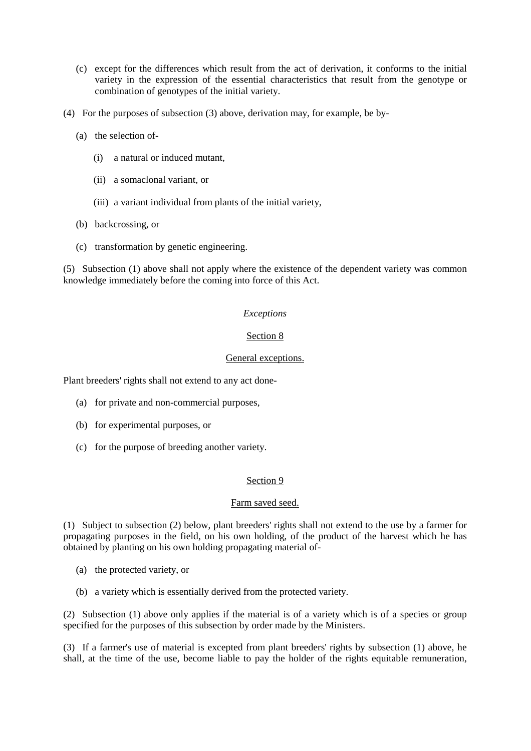(c) except for the differences which result from the act of derivation, it conforms to the initial variety in the expression of the essential characteristics that result from the genotype or combination of genotypes of the initial variety.

(4) For the purposes of subsection (3) above, derivation may, for example, be by-

(a) the selection of-

(i) a natural or induced mutant,

(ii) a somaclonal variant, or

(iii) a variant individual from plants of the initial variety,

(b) backcrossing, or

(c) transformation by genetic engineering.

(5) Subsection (1) above shall not apply where the existence of the dependent variety was common knowledge immediately before the coming into force of this Act.

*Exceptions*

Section 8

General exceptions.

Plant breeders' rights shall not extend to any act done-

(a) for private and non-commercial purposes,

(b) for experimental purposes, or

(c) for the purpose of breeding another variety.

Section 9

Farm saved seed.

(1) Subject to subsection (2) below, plant breeders' rights shall not extend to the use by a farmer for propagating purposes in the field, on his own holding, of the product of the harvest which he has obtained by planting on his own holding propagating material of-

(a) the protected variety, or

(b) a variety which is essentially derived from the protected variety.

(2) Subsection (1) above only applies if the material is of a variety which is of a species or group specified for the purposes of this subsection by order made by the Ministers.

(3) If a farmer's use of material is excepted from plant breeders' rights by subsection (1) above, he shall, at the time of the use, become liable to pay the holder of the rights equitable remuneration,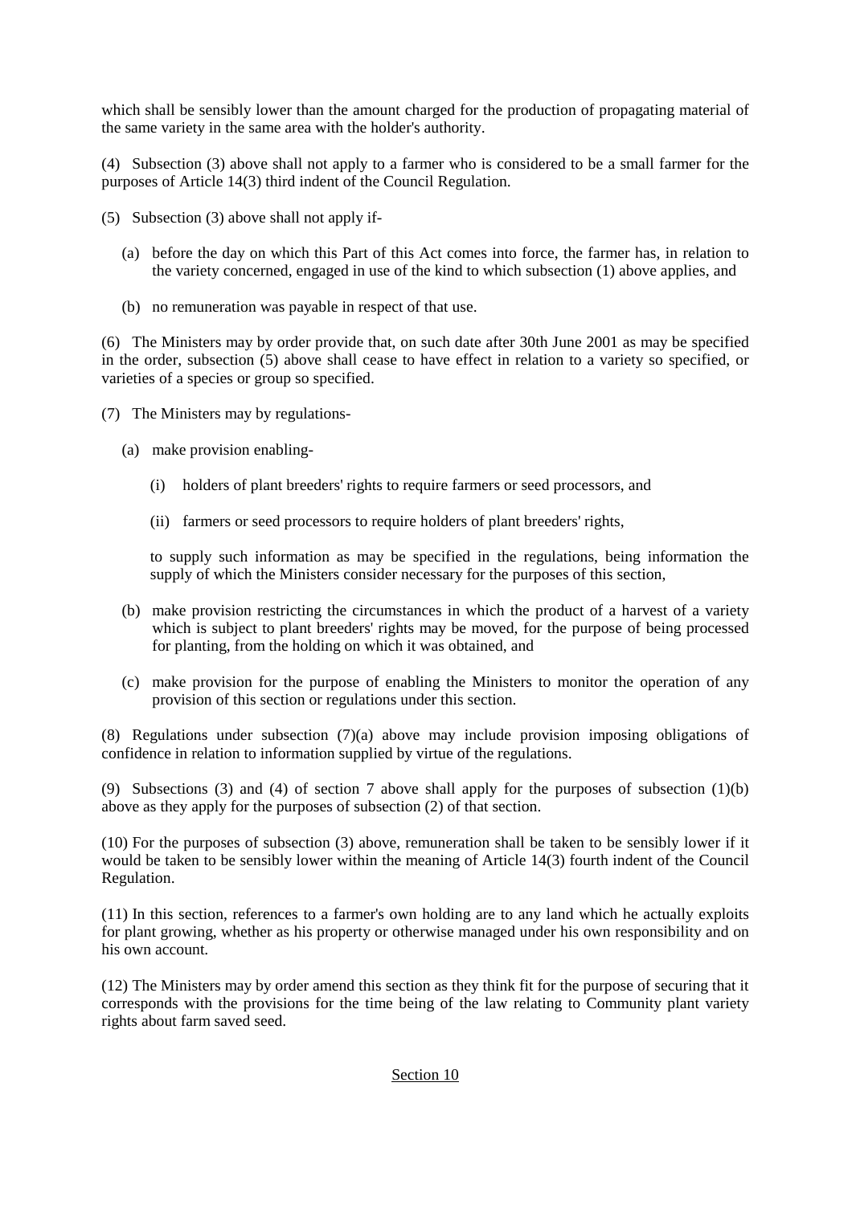which shall be sensibly lower than the amount charged for the production of propagating material of the same variety in the same area with the holder's authority.

(4) Subsection (3) above shall not apply to a farmer who is considered to be a small farmer for the purposes of Article 14(3) third indent of the Council Regulation.

(5) Subsection (3) above shall not apply if-

(a) before the day on which this Part of this Act comes into force, the farmer has, in relation to the variety concerned, engaged in use of the kind to which subsection (1) above applies, and

(b) no remuneration was payable in respect of that use.

(6) The Ministers may by order provide that, on such date after 30th June 2001 as may be specified in the order, subsection (5) above shall cease to have effect in relation to a variety so specified, or varieties of a species or group so specified.

(7) The Ministers may by regulations-

(a) make provision enabling-

(i) holders of plant breeders' rights to require farmers or seed processors, and

(ii) farmers or seed processors to require holders of plant breeders' rights,

to supply such information as may be specified in the regulations, being information the supply of which the Ministers consider necessary for the purposes of this section,

(b) make provision restricting the circumstances in which the product of a harvest of a variety which is subject to plant breeders' rights may be moved, for the purpose of being processed for planting, from the holding on which it was obtained, and

(c) make provision for the purpose of enabling the Ministers to monitor the operation of any provision of this section or regulations under this section.

(8) Regulations under subsection (7)(a) above may include provision imposing obligations of confidence in relation to information supplied by virtue of the regulations.

(9) Subsections (3) and (4) of section 7 above shall apply for the purposes of subsection (1)(b) above as they apply for the purposes of subsection (2) of that section.

(10) For the purposes of subsection (3) above, remuneration shall be taken to be sensibly lower if it would be taken to be sensibly lower within the meaning of Article 14(3) fourth indent of the Council Regulation.

(11) In this section, references to a farmer's own holding are to any land which he actually exploits for plant growing, whether as his property or otherwise managed under his own responsibility and on his own account.

(12) The Ministers may by order amend this section as they think fit for the purpose of securing that it corresponds with the provisions for the time being of the law relating to Community plant variety rights about farm saved seed.

## Section 10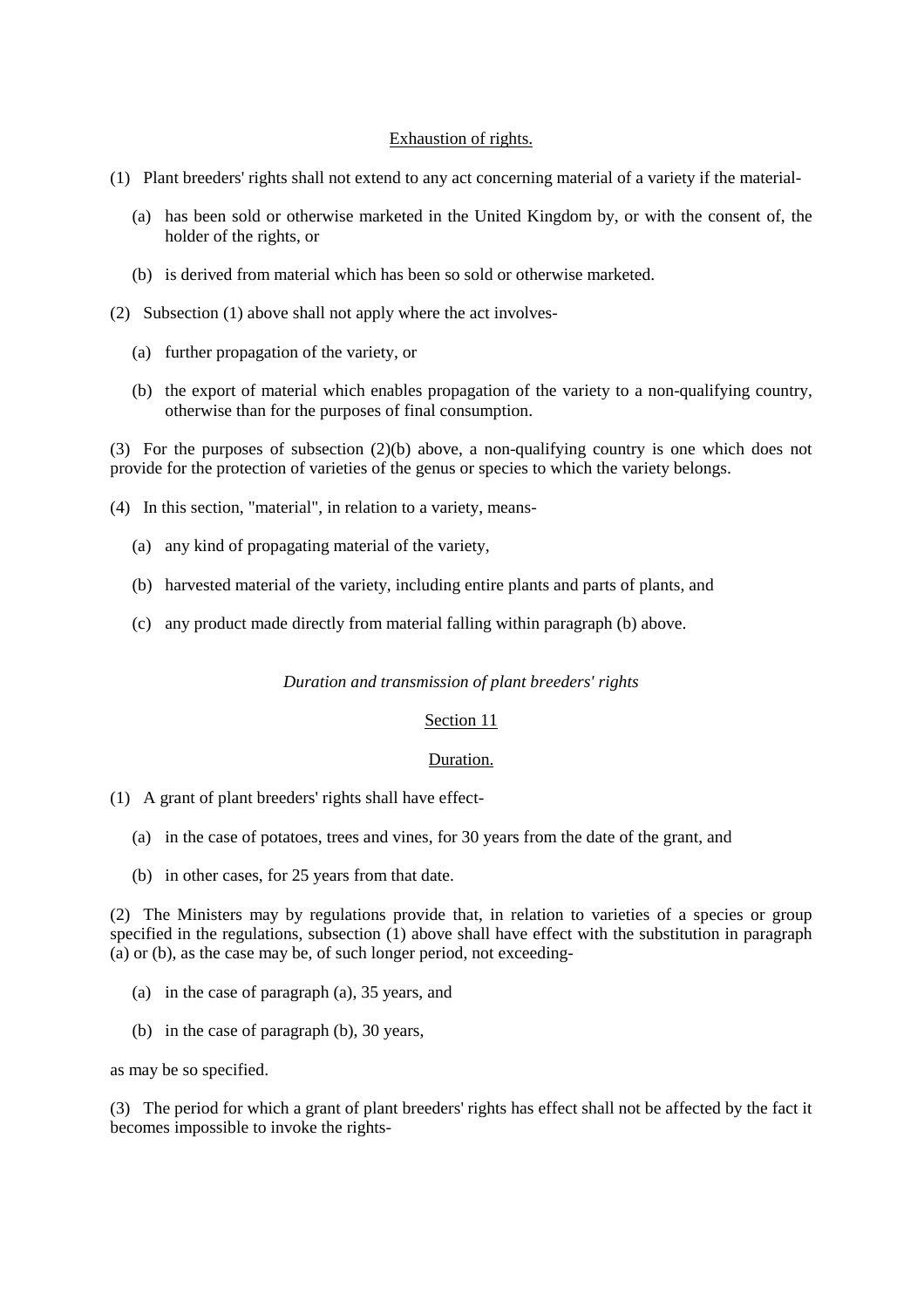## Exhaustion of rights.

(1) Plant breeders' rights shall not extend to any act concerning material of a variety if the material-

- (a) has been sold or otherwise marketed in the United Kingdom by, or with the consent of, the holder of the rights, or
- (b) is derived from material which has been so sold or otherwise marketed.

(2) Subsection (1) above shall not apply where the act involves-

- (a) further propagation of the variety, or
- (b) the export of material which enables propagation of the variety to a non-qualifying country, otherwise than for the purposes of final consumption.

(3) For the purposes of subsection (2)(b) above, a non-qualifying country is one which does not provide for the protection of varieties of the genus or species to which the variety belongs.

(4) In this section, "material", in relation to a variety, means-

- (a) any kind of propagating material of the variety,
- (b) harvested material of the variety, including entire plants and parts of plants, and
- (c) any product made directly from material falling within paragraph (b) above.

*Duration and transmission of plant breeders' rights*

## Section 11

## Duration.

(1) A grant of plant breeders' rights shall have effect-

- (a) in the case of potatoes, trees and vines, for 30 years from the date of the grant, and
- (b) in other cases, for 25 years from that date.

(2) The Ministers may by regulations provide that, in relation to varieties of a species or group specified in the regulations, subsection (1) above shall have effect with the substitution in paragraph (a) or (b), as the case may be, of such longer period, not exceeding-

- (a) in the case of paragraph (a), 35 years, and
- (b) in the case of paragraph (b), 30 years,

as may be so specified.

(3) The period for which a grant of plant breeders' rights has effect shall not be affected by the fact it becomes impossible to invoke the rights-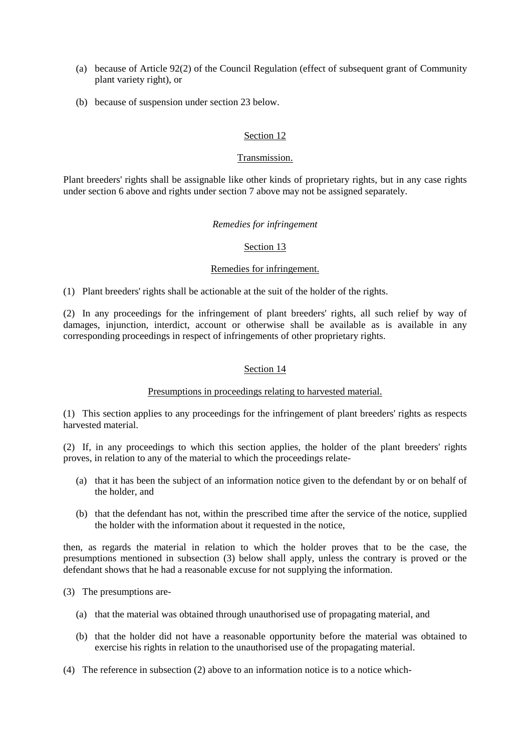(a) because of Article 92(2) of the Council Regulation (effect of subsequent grant of Community plant variety right), or

(b) because of suspension under section 23 below.

## Section 12

### Transmission.

Plant breeders' rights shall be assignable like other kinds of proprietary rights, but in any case rights under section 6 above and rights under section 7 above may not be assigned separately.

*Remedies for infringement*

## Section 13

### Remedies for infringement.

(1) Plant breeders' rights shall be actionable at the suit of the holder of the rights.

(2) In any proceedings for the infringement of plant breeders' rights, all such relief by way of damages, injunction, interdict, account or otherwise shall be available as is available in any corresponding proceedings in respect of infringements of other proprietary rights.

## Section 14

### Presumptions in proceedings relating to harvested material.

(1) This section applies to any proceedings for the infringement of plant breeders' rights as respects harvested material.

(2) If, in any proceedings to which this section applies, the holder of the plant breeders' rights proves, in relation to any of the material to which the proceedings relate-

(a) that it has been the subject of an information notice given to the defendant by or on behalf of the holder, and

(b) that the defendant has not, within the prescribed time after the service of the notice, supplied the holder with the information about it requested in the notice,

then, as regards the material in relation to which the holder proves that to be the case, the presumptions mentioned in subsection (3) below shall apply, unless the contrary is proved or the defendant shows that he had a reasonable excuse for not supplying the information.

(3) The presumptions are-

(a) that the material was obtained through unauthorised use of propagating material, and

(b) that the holder did not have a reasonable opportunity before the material was obtained to exercise his rights in relation to the unauthorised use of the propagating material.

(4) The reference in subsection (2) above to an information notice is to a notice which-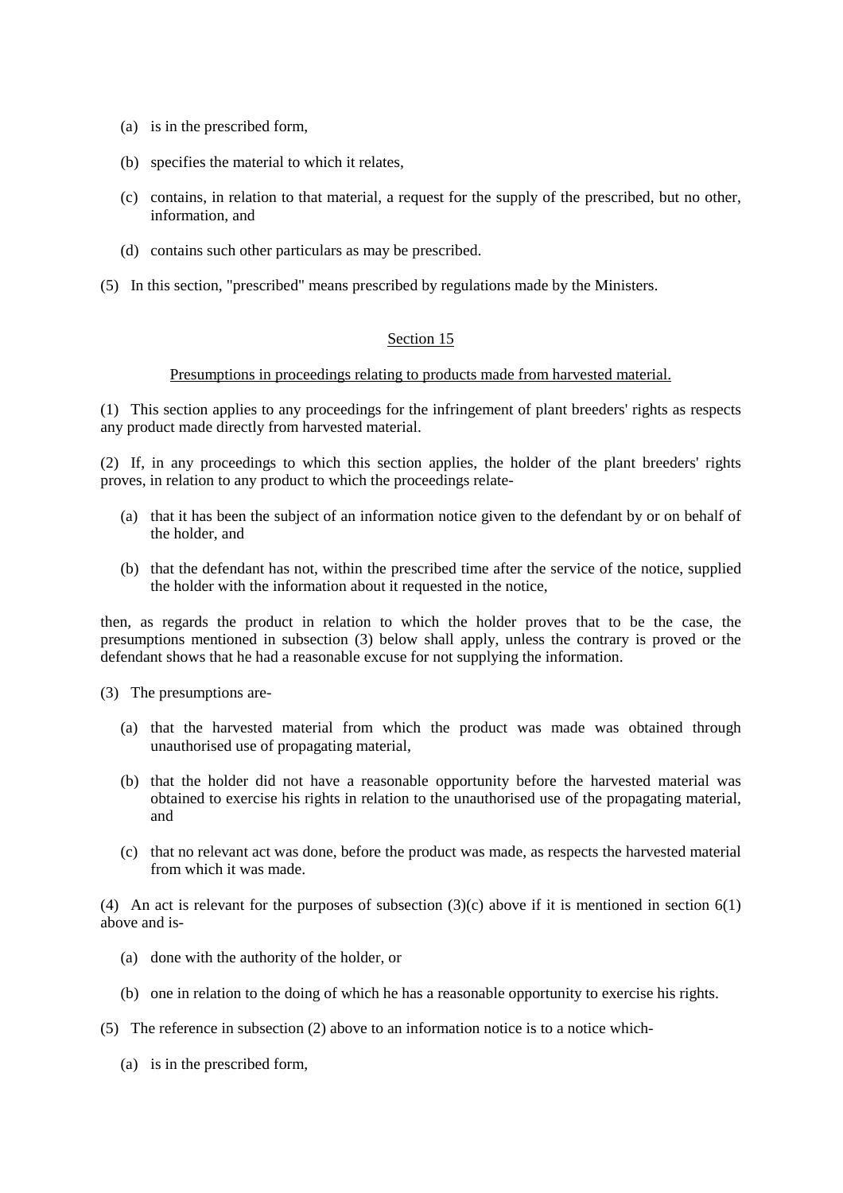(a) is in the prescribed form,

(b) specifies the material to which it relates,

(c) contains, in relation to that material, a request for the supply of the prescribed, but no other, information, and

(d) contains such other particulars as may be prescribed.

(5) In this section, "prescribed" means prescribed by regulations made by the Ministers.

## Section 15

### Presumptions in proceedings relating to products made from harvested material.

(1) This section applies to any proceedings for the infringement of plant breeders' rights as respects any product made directly from harvested material.

(2) If, in any proceedings to which this section applies, the holder of the plant breeders' rights proves, in relation to any product to which the proceedings relate-

(a) that it has been the subject of an information notice given to the defendant by or on behalf of the holder, and

(b) that the defendant has not, within the prescribed time after the service of the notice, supplied the holder with the information about it requested in the notice,

then, as regards the product in relation to which the holder proves that to be the case, the presumptions mentioned in subsection (3) below shall apply, unless the contrary is proved or the defendant shows that he had a reasonable excuse for not supplying the information.

(3) The presumptions are-

(a) that the harvested material from which the product was made was obtained through unauthorised use of propagating material,

(b) that the holder did not have a reasonable opportunity before the harvested material was obtained to exercise his rights in relation to the unauthorised use of the propagating material, and

(c) that no relevant act was done, before the product was made, as respects the harvested material from which it was made.

(4) An act is relevant for the purposes of subsection (3)(c) above if it is mentioned in section 6(1) above and is-

(a) done with the authority of the holder, or

(b) one in relation to the doing of which he has a reasonable opportunity to exercise his rights.

(5) The reference in subsection (2) above to an information notice is to a notice which-

(a) is in the prescribed form,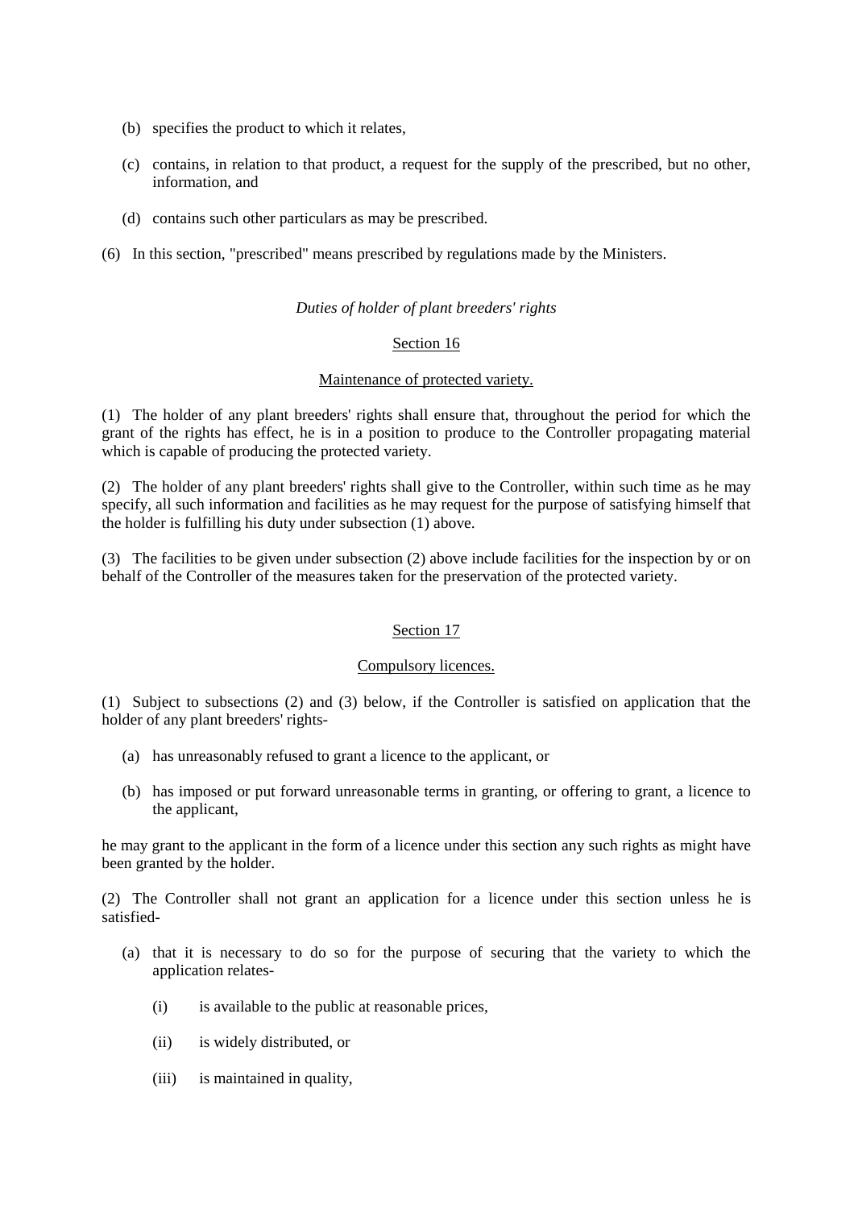(b) specifies the product to which it relates,

(c) contains, in relation to that product, a request for the supply of the prescribed, but no other, information, and

(d) contains such other particulars as may be prescribed.

(6) In this section, "prescribed" means prescribed by regulations made by the Ministers.

*Duties of holder of plant breeders' rights*

Section 16

Maintenance of protected variety.

(1) The holder of any plant breeders' rights shall ensure that, throughout the period for which the grant of the rights has effect, he is in a position to produce to the Controller propagating material which is capable of producing the protected variety.

(2) The holder of any plant breeders' rights shall give to the Controller, within such time as he may specify, all such information and facilities as he may request for the purpose of satisfying himself that the holder is fulfilling his duty under subsection (1) above.

(3) The facilities to be given under subsection (2) above include facilities for the inspection by or on behalf of the Controller of the measures taken for the preservation of the protected variety.

Section 17

Compulsory licences.

(1) Subject to subsections (2) and (3) below, if the Controller is satisfied on application that the holder of any plant breeders' rights-

(a) has unreasonably refused to grant a licence to the applicant, or

(b) has imposed or put forward unreasonable terms in granting, or offering to grant, a licence to the applicant,

he may grant to the applicant in the form of a licence under this section any such rights as might have been granted by the holder.

(2) The Controller shall not grant an application for a licence under this section unless he is satisfied-

(a) that it is necessary to do so for the purpose of securing that the variety to which the application relates-

(i) is available to the public at reasonable prices,

(ii) is widely distributed, or

(iii) is maintained in quality,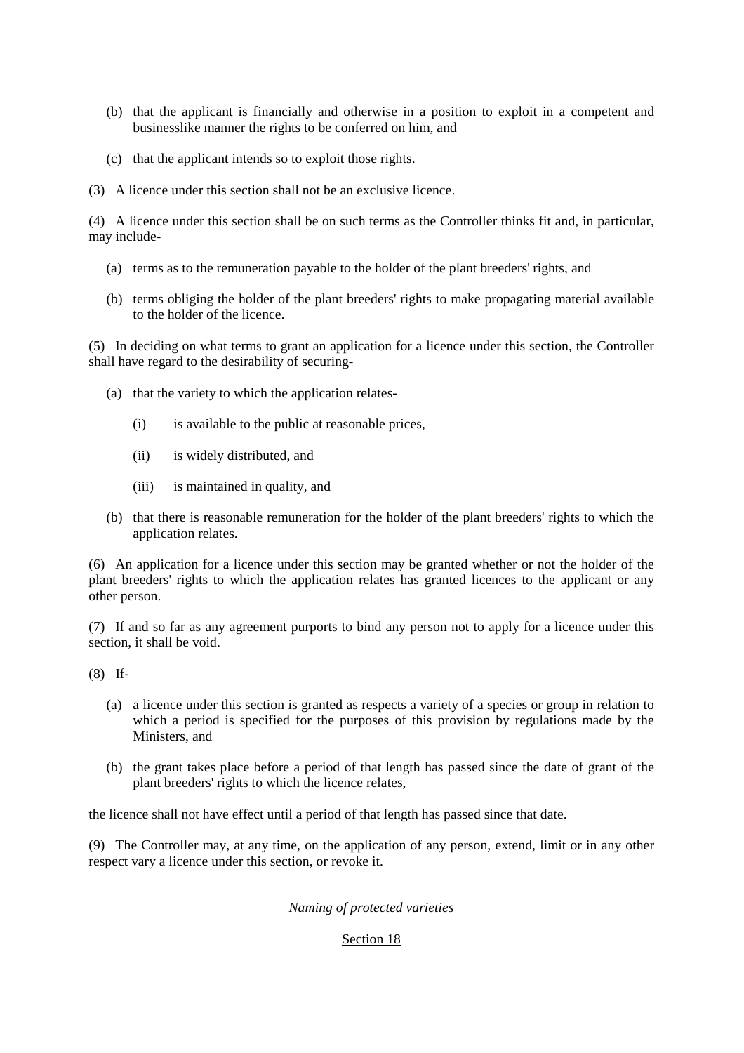(b) that the applicant is financially and otherwise in a position to exploit in a competent and businesslike manner the rights to be conferred on him, and

(c) that the applicant intends so to exploit those rights.

(3) A licence under this section shall not be an exclusive licence.

(4) A licence under this section shall be on such terms as the Controller thinks fit and, in particular, may include-

(a) terms as to the remuneration payable to the holder of the plant breeders' rights, and

(b) terms obliging the holder of the plant breeders' rights to make propagating material available to the holder of the licence.

(5) In deciding on what terms to grant an application for a licence under this section, the Controller shall have regard to the desirability of securing-

(a) that the variety to which the application relates-

(i) is available to the public at reasonable prices,

(ii) is widely distributed, and

(iii) is maintained in quality, and

(b) that there is reasonable remuneration for the holder of the plant breeders' rights to which the application relates.

(6) An application for a licence under this section may be granted whether or not the holder of the plant breeders' rights to which the application relates has granted licences to the applicant or any other person.

(7) If and so far as any agreement purports to bind any person not to apply for a licence under this section, it shall be void.

(8) If-

(a) a licence under this section is granted as respects a variety of a species or group in relation to which a period is specified for the purposes of this provision by regulations made by the Ministers, and

(b) the grant takes place before a period of that length has passed since the date of grant of the plant breeders' rights to which the licence relates,

the licence shall not have effect until a period of that length has passed since that date.

(9) The Controller may, at any time, on the application of any person, extend, limit or in any other respect vary a licence under this section, or revoke it.

*Naming of protected varieties*

Section 18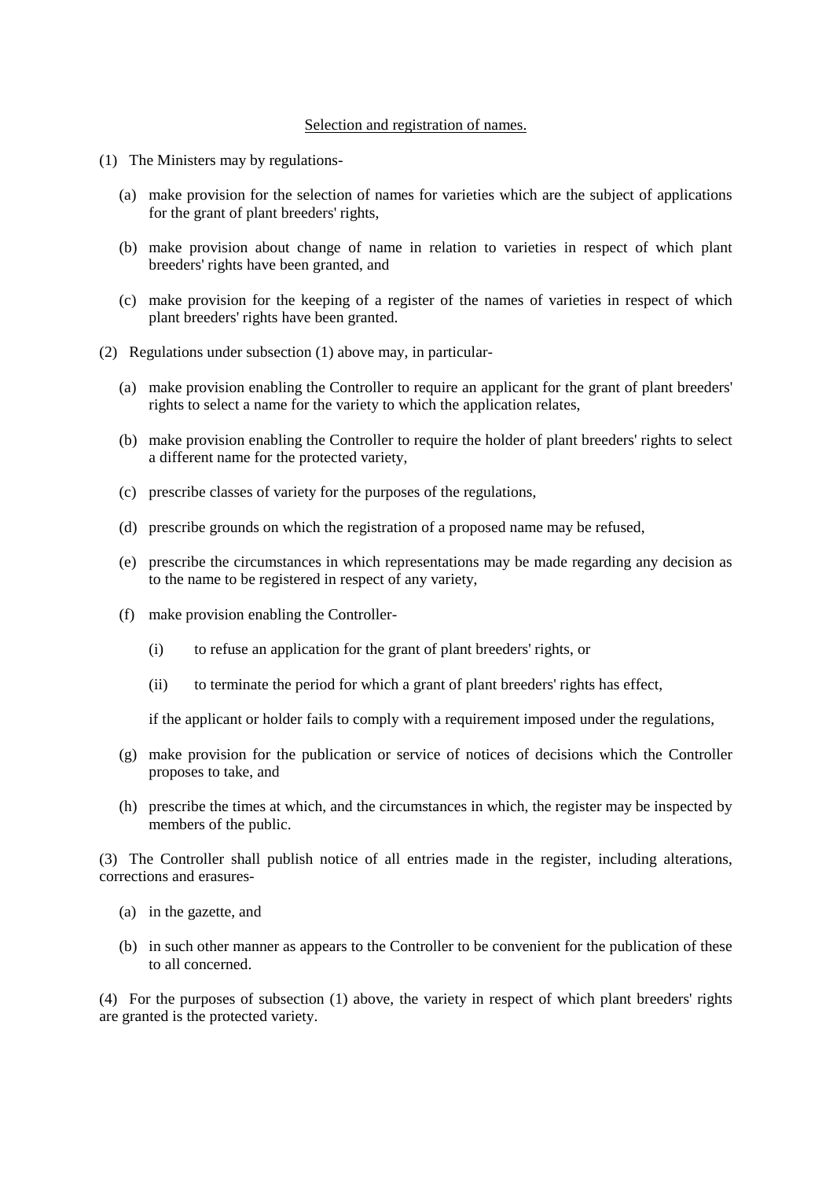## Selection and registration of names.

(1) The Ministers may by regulations-

- (a) make provision for the selection of names for varieties which are the subject of applications for the grant of plant breeders' rights,
- (b) make provision about change of name in relation to varieties in respect of which plant breeders' rights have been granted, and
- (c) make provision for the keeping of a register of the names of varieties in respect of which plant breeders' rights have been granted.

(2) Regulations under subsection (1) above may, in particular-

- (a) make provision enabling the Controller to require an applicant for the grant of plant breeders' rights to select a name for the variety to which the application relates,
- (b) make provision enabling the Controller to require the holder of plant breeders' rights to select a different name for the protected variety,
- (c) prescribe classes of variety for the purposes of the regulations,
- (d) prescribe grounds on which the registration of a proposed name may be refused,
- (e) prescribe the circumstances in which representations may be made regarding any decision as to the name to be registered in respect of any variety,
- (f) make provision enabling the Controller-
  - (i) to refuse an application for the grant of plant breeders' rights, or
  - (ii) to terminate the period for which a grant of plant breeders' rights has effect,

  if the applicant or holder fails to comply with a requirement imposed under the regulations,
- (g) make provision for the publication or service of notices of decisions which the Controller proposes to take, and
- (h) prescribe the times at which, and the circumstances in which, the register may be inspected by members of the public.

(3) The Controller shall publish notice of all entries made in the register, including alterations, corrections and erasures-

- (a) in the gazette, and
- (b) in such other manner as appears to the Controller to be convenient for the publication of these to all concerned.

(4) For the purposes of subsection (1) above, the variety in respect of which plant breeders' rights are granted is the protected variety.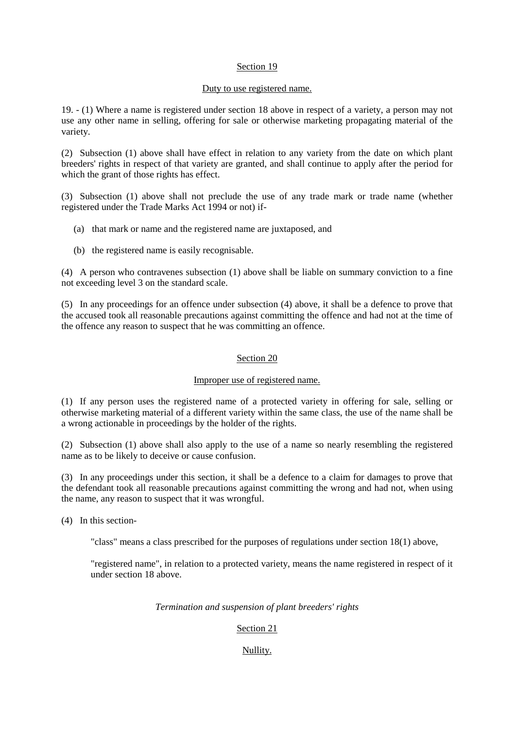## Section 19

### Duty to use registered name.

19. - (1) Where a name is registered under section 18 above in respect of a variety, a person may not use any other name in selling, offering for sale or otherwise marketing propagating material of the variety.

(2) Subsection (1) above shall have effect in relation to any variety from the date on which plant breeders' rights in respect of that variety are granted, and shall continue to apply after the period for which the grant of those rights has effect.

(3) Subsection (1) above shall not preclude the use of any trade mark or trade name (whether registered under the Trade Marks Act 1994 or not) if-

(a) that mark or name and the registered name are juxtaposed, and

(b) the registered name is easily recognisable.

(4) A person who contravenes subsection (1) above shall be liable on summary conviction to a fine not exceeding level 3 on the standard scale.

(5) In any proceedings for an offence under subsection (4) above, it shall be a defence to prove that the accused took all reasonable precautions against committing the offence and had not at the time of the offence any reason to suspect that he was committing an offence.

## Section 20

### Improper use of registered name.

(1) If any person uses the registered name of a protected variety in offering for sale, selling or otherwise marketing material of a different variety within the same class, the use of the name shall be a wrong actionable in proceedings by the holder of the rights.

(2) Subsection (1) above shall also apply to the use of a name so nearly resembling the registered name as to be likely to deceive or cause confusion.

(3) In any proceedings under this section, it shall be a defence to a claim for damages to prove that the defendant took all reasonable precautions against committing the wrong and had not, when using the name, any reason to suspect that it was wrongful.

(4) In this section-

"class" means a class prescribed for the purposes of regulations under section 18(1) above,

"registered name", in relation to a protected variety, means the name registered in respect of it under section 18 above.

*Termination and suspension of plant breeders' rights*

## Section 21

### Nullity.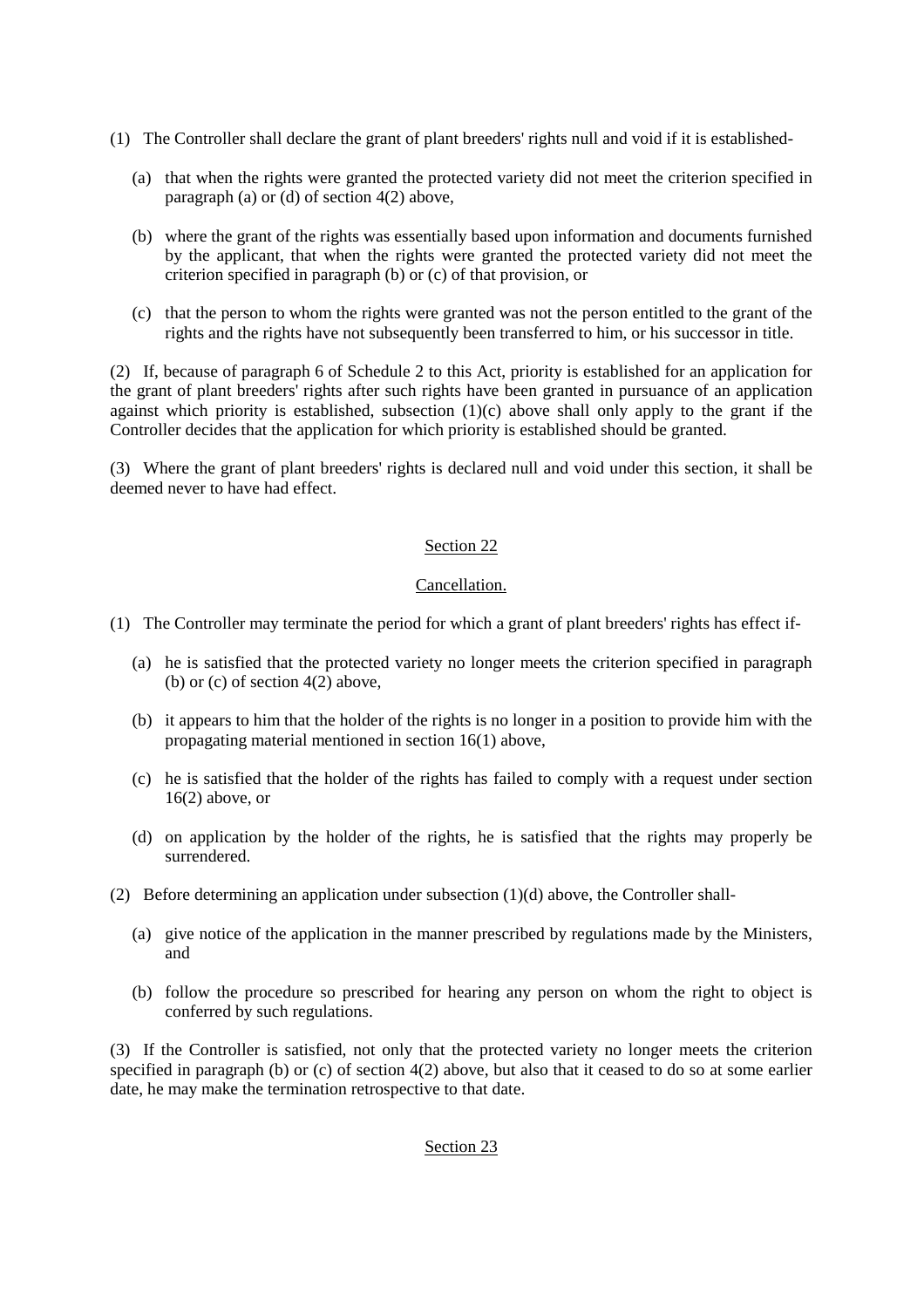(1) The Controller shall declare the grant of plant breeders' rights null and void if it is established-

(a) that when the rights were granted the protected variety did not meet the criterion specified in paragraph (a) or (d) of section 4(2) above,

(b) where the grant of the rights was essentially based upon information and documents furnished by the applicant, that when the rights were granted the protected variety did not meet the criterion specified in paragraph (b) or (c) of that provision, or

(c) that the person to whom the rights were granted was not the person entitled to the grant of the rights and the rights have not subsequently been transferred to him, or his successor in title.

(2) If, because of paragraph 6 of Schedule 2 to this Act, priority is established for an application for the grant of plant breeders' rights after such rights have been granted in pursuance of an application against which priority is established, subsection (1)(c) above shall only apply to the grant if the Controller decides that the application for which priority is established should be granted.

(3) Where the grant of plant breeders' rights is declared null and void under this section, it shall be deemed never to have had effect.

## Section 22

### Cancellation.

(1) The Controller may terminate the period for which a grant of plant breeders' rights has effect if-

(a) he is satisfied that the protected variety no longer meets the criterion specified in paragraph (b) or (c) of section 4(2) above,

(b) it appears to him that the holder of the rights is no longer in a position to provide him with the propagating material mentioned in section 16(1) above,

(c) he is satisfied that the holder of the rights has failed to comply with a request under section 16(2) above, or

(d) on application by the holder of the rights, he is satisfied that the rights may properly be surrendered.

(2) Before determining an application under subsection (1)(d) above, the Controller shall-

(a) give notice of the application in the manner prescribed by regulations made by the Ministers, and

(b) follow the procedure so prescribed for hearing any person on whom the right to object is conferred by such regulations.

(3) If the Controller is satisfied, not only that the protected variety no longer meets the criterion specified in paragraph (b) or (c) of section 4(2) above, but also that it ceased to do so at some earlier date, he may make the termination retrospective to that date.

## Section 23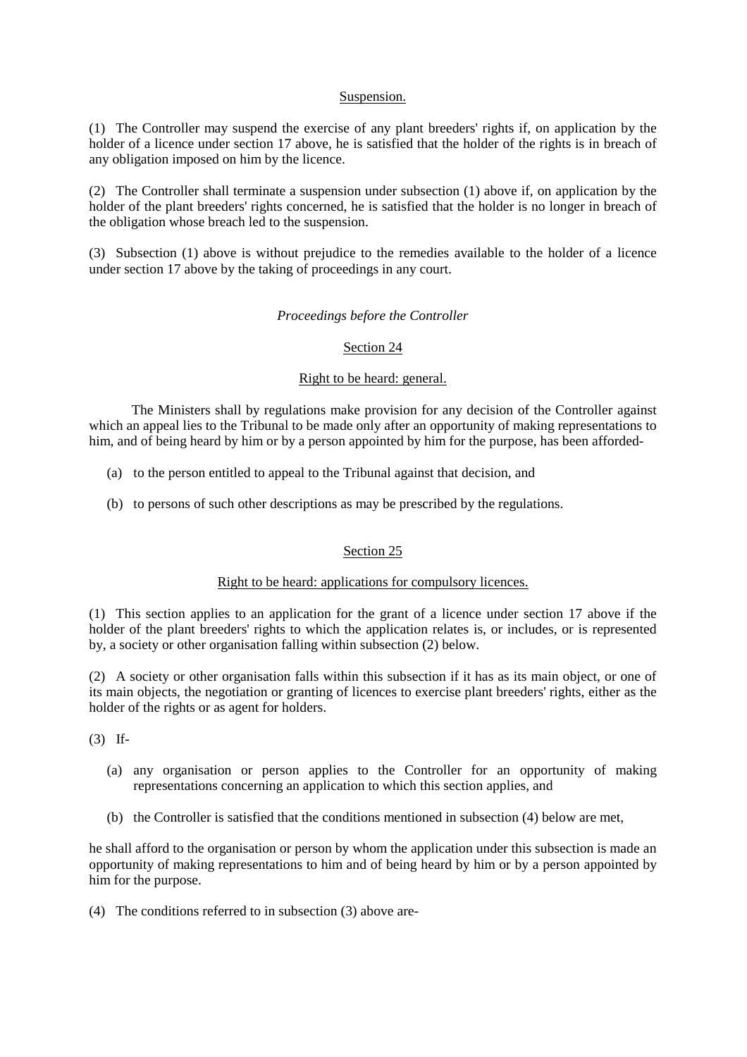Suspension.

(1) The Controller may suspend the exercise of any plant breeders' rights if, on application by the holder of a licence under section 17 above, he is satisfied that the holder of the rights is in breach of any obligation imposed on him by the licence.

(2) The Controller shall terminate a suspension under subsection (1) above if, on application by the holder of the plant breeders' rights concerned, he is satisfied that the holder is no longer in breach of the obligation whose breach led to the suspension.

(3) Subsection (1) above is without prejudice to the remedies available to the holder of a licence under section 17 above by the taking of proceedings in any court.

*Proceedings before the Controller*

Section 24

Right to be heard: general.

The Ministers shall by regulations make provision for any decision of the Controller against which an appeal lies to the Tribunal to be made only after an opportunity of making representations to him, and of being heard by him or by a person appointed by him for the purpose, has been afforded-

(a) to the person entitled to appeal to the Tribunal against that decision, and

(b) to persons of such other descriptions as may be prescribed by the regulations.

Section 25

Right to be heard: applications for compulsory licences.

(1) This section applies to an application for the grant of a licence under section 17 above if the holder of the plant breeders' rights to which the application relates is, or includes, or is represented by, a society or other organisation falling within subsection (2) below.

(2) A society or other organisation falls within this subsection if it has as its main object, or one of its main objects, the negotiation or granting of licences to exercise plant breeders' rights, either as the holder of the rights or as agent for holders.

(3) If-

(a) any organisation or person applies to the Controller for an opportunity of making representations concerning an application to which this section applies, and

(b) the Controller is satisfied that the conditions mentioned in subsection (4) below are met,

he shall afford to the organisation or person by whom the application under this subsection is made an opportunity of making representations to him and of being heard by him or by a person appointed by him for the purpose.

(4) The conditions referred to in subsection (3) above are-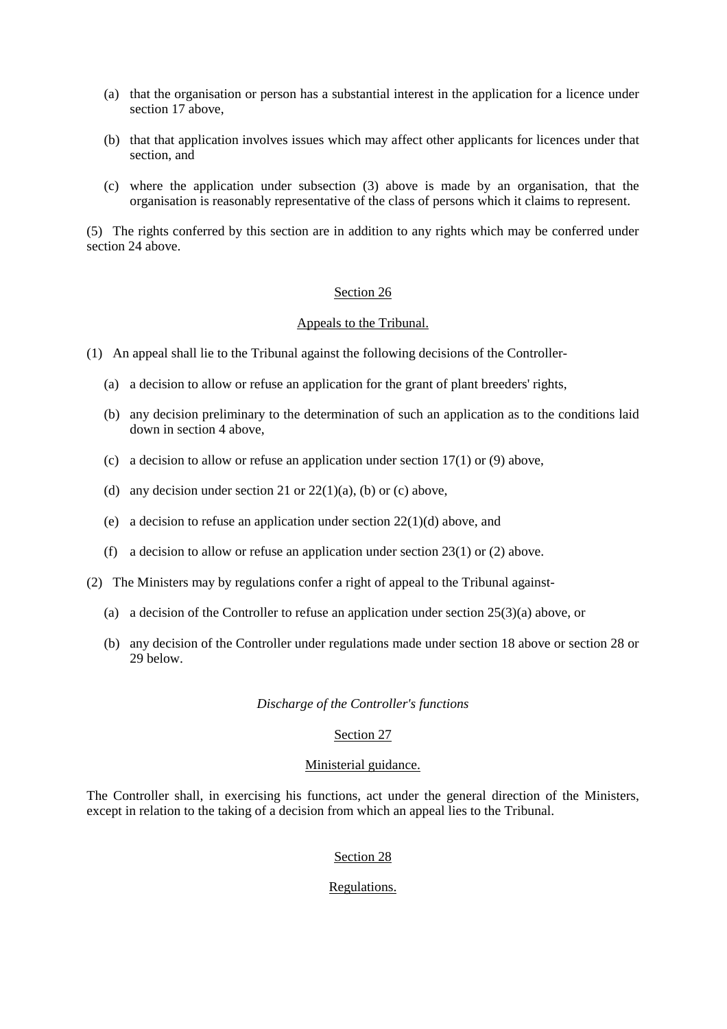(a) that the organisation or person has a substantial interest in the application for a licence under section 17 above,

(b) that that application involves issues which may affect other applicants for licences under that section, and

(c) where the application under subsection (3) above is made by an organisation, that the organisation is reasonably representative of the class of persons which it claims to represent.

(5) The rights conferred by this section are in addition to any rights which may be conferred under section 24 above.

## Section 26

### Appeals to the Tribunal.

(1) An appeal shall lie to the Tribunal against the following decisions of the Controller-

(a) a decision to allow or refuse an application for the grant of plant breeders' rights,

(b) any decision preliminary to the determination of such an application as to the conditions laid down in section 4 above,

(c) a decision to allow or refuse an application under section 17(1) or (9) above,

(d) any decision under section 21 or 22(1)(a), (b) or (c) above,

(e) a decision to refuse an application under section 22(1)(d) above, and

(f) a decision to allow or refuse an application under section 23(1) or (2) above.

(2) The Ministers may by regulations confer a right of appeal to the Tribunal against-

(a) a decision of the Controller to refuse an application under section 25(3)(a) above, or

(b) any decision of the Controller under regulations made under section 18 above or section 28 or 29 below.

*Discharge of the Controller's functions*

## Section 27

### Ministerial guidance.

The Controller shall, in exercising his functions, act under the general direction of the Ministers, except in relation to the taking of a decision from which an appeal lies to the Tribunal.

## Section 28

### Regulations.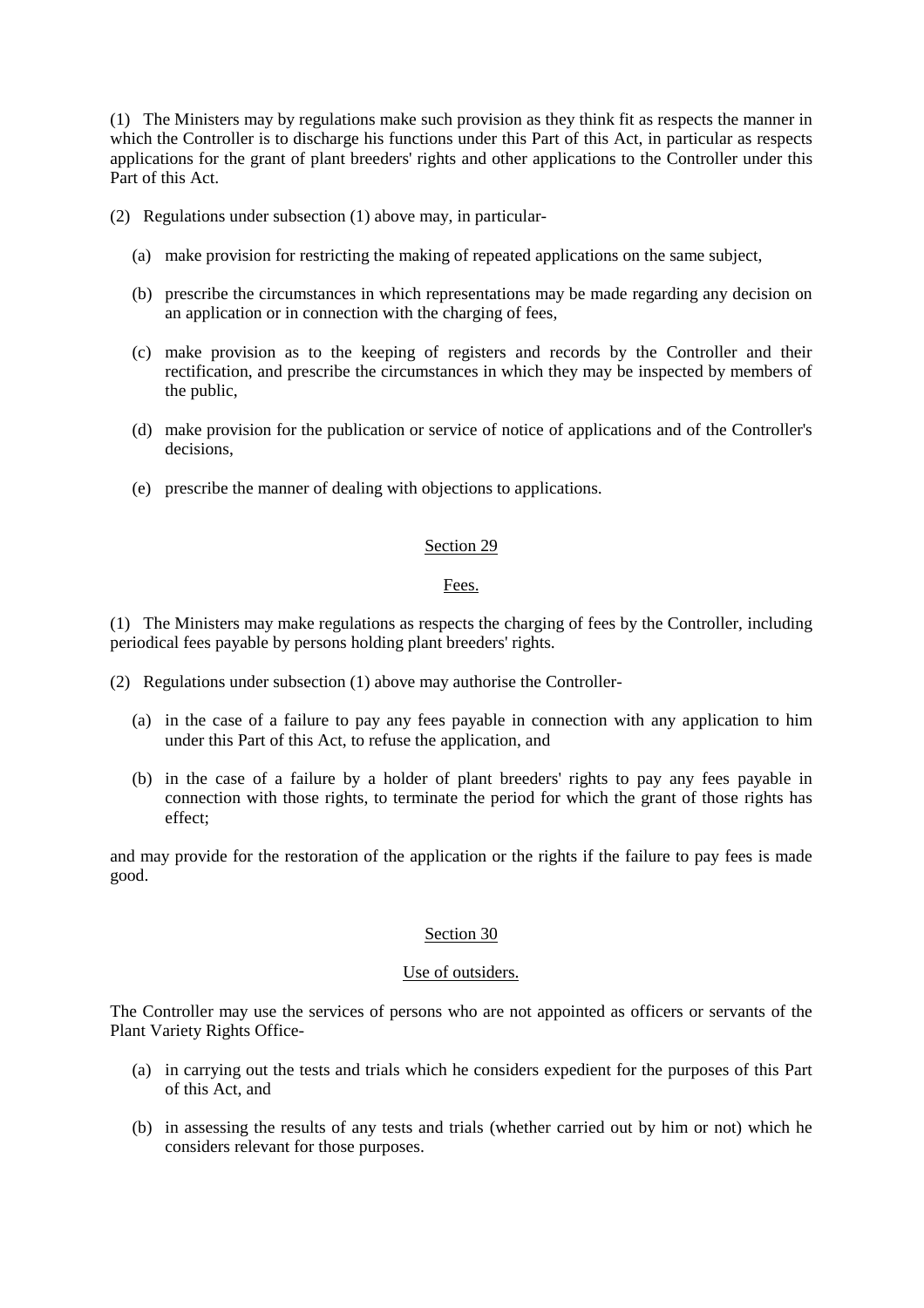(1) The Ministers may by regulations make such provision as they think fit as respects the manner in which the Controller is to discharge his functions under this Part of this Act, in particular as respects applications for the grant of plant breeders' rights and other applications to the Controller under this Part of this Act.

(2) Regulations under subsection (1) above may, in particular-

- (a) make provision for restricting the making of repeated applications on the same subject,
- (b) prescribe the circumstances in which representations may be made regarding any decision on an application or in connection with the charging of fees,
- (c) make provision as to the keeping of registers and records by the Controller and their rectification, and prescribe the circumstances in which they may be inspected by members of the public,
- (d) make provision for the publication or service of notice of applications and of the Controller's decisions,
- (e) prescribe the manner of dealing with objections to applications.

## Section 29

### Fees.

(1) The Ministers may make regulations as respects the charging of fees by the Controller, including periodical fees payable by persons holding plant breeders' rights.

(2) Regulations under subsection (1) above may authorise the Controller-

- (a) in the case of a failure to pay any fees payable in connection with any application to him under this Part of this Act, to refuse the application, and
- (b) in the case of a failure by a holder of plant breeders' rights to pay any fees payable in connection with those rights, to terminate the period for which the grant of those rights has effect;

and may provide for the restoration of the application or the rights if the failure to pay fees is made good.

## Section 30

### Use of outsiders.

The Controller may use the services of persons who are not appointed as officers or servants of the Plant Variety Rights Office-

- (a) in carrying out the tests and trials which he considers expedient for the purposes of this Part of this Act, and
- (b) in assessing the results of any tests and trials (whether carried out by him or not) which he considers relevant for those purposes.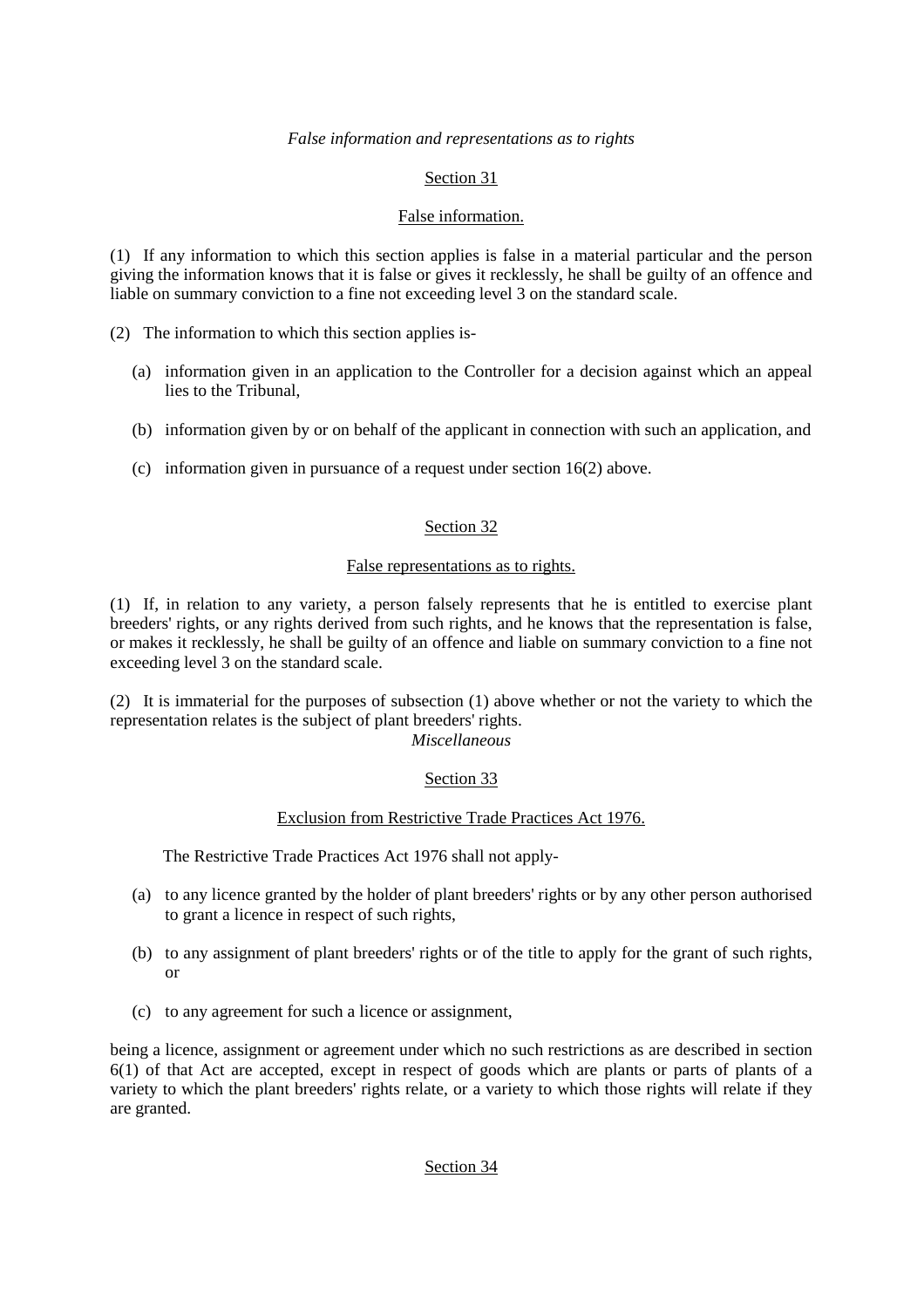*False information and representations as to rights*

## Section 31

### False information.

(1) If any information to which this section applies is false in a material particular and the person giving the information knows that it is false or gives it recklessly, he shall be guilty of an offence and liable on summary conviction to a fine not exceeding level 3 on the standard scale.

(2) The information to which this section applies is-

- (a) information given in an application to the Controller for a decision against which an appeal lies to the Tribunal,
- (b) information given by or on behalf of the applicant in connection with such an application, and
- (c) information given in pursuance of a request under section 16(2) above.

## Section 32

### False representations as to rights.

(1) If, in relation to any variety, a person falsely represents that he is entitled to exercise plant breeders' rights, or any rights derived from such rights, and he knows that the representation is false, or makes it recklessly, he shall be guilty of an offence and liable on summary conviction to a fine not exceeding level 3 on the standard scale.

(2) It is immaterial for the purposes of subsection (1) above whether or not the variety to which the representation relates is the subject of plant breeders' rights.

*Miscellaneous*

## Section 33

### Exclusion from Restrictive Trade Practices Act 1976.

The Restrictive Trade Practices Act 1976 shall not apply-

- (a) to any licence granted by the holder of plant breeders' rights or by any other person authorised to grant a licence in respect of such rights,
- (b) to any assignment of plant breeders' rights or of the title to apply for the grant of such rights, or
- (c) to any agreement for such a licence or assignment,

being a licence, assignment or agreement under which no such restrictions as are described in section 6(1) of that Act are accepted, except in respect of goods which are plants or parts of plants of a variety to which the plant breeders' rights relate, or a variety to which those rights will relate if they are granted.

## Section 34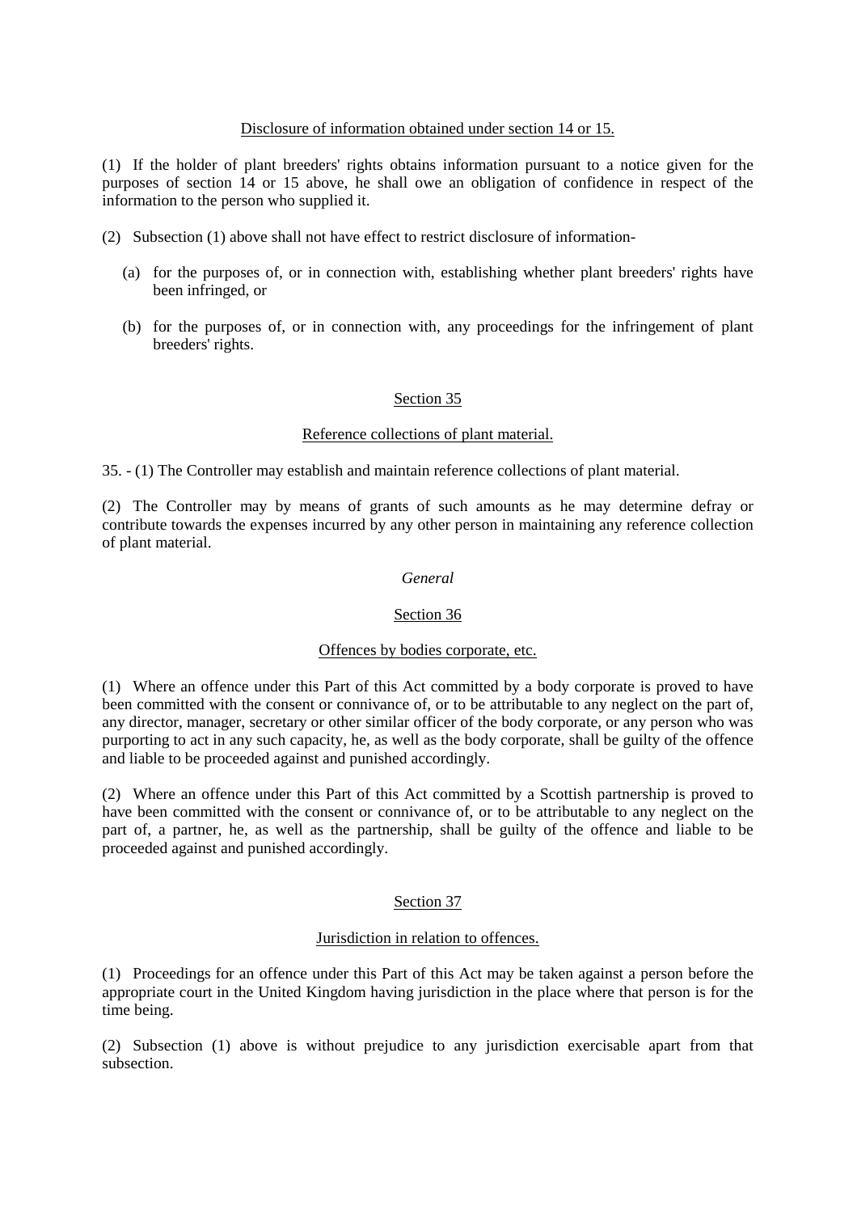Disclosure of information obtained under section 14 or 15.

(1) If the holder of plant breeders' rights obtains information pursuant to a notice given for the purposes of section 14 or 15 above, he shall owe an obligation of confidence in respect of the information to the person who supplied it.

(2) Subsection (1) above shall not have effect to restrict disclosure of information-

- (a) for the purposes of, or in connection with, establishing whether plant breeders' rights have been infringed, or
- (b) for the purposes of, or in connection with, any proceedings for the infringement of plant breeders' rights.

## Section 35

### Reference collections of plant material.

35. - (1) The Controller may establish and maintain reference collections of plant material.

(2) The Controller may by means of grants of such amounts as he may determine defray or contribute towards the expenses incurred by any other person in maintaining any reference collection of plant material.

*General*

## Section 36

### Offences by bodies corporate, etc.

(1) Where an offence under this Part of this Act committed by a body corporate is proved to have been committed with the consent or connivance of, or to be attributable to any neglect on the part of, any director, manager, secretary or other similar officer of the body corporate, or any person who was purporting to act in any such capacity, he, as well as the body corporate, shall be guilty of the offence and liable to be proceeded against and punished accordingly.

(2) Where an offence under this Part of this Act committed by a Scottish partnership is proved to have been committed with the consent or connivance of, or to be attributable to any neglect on the part of, a partner, he, as well as the partnership, shall be guilty of the offence and liable to be proceeded against and punished accordingly.

## Section 37

### Jurisdiction in relation to offences.

(1) Proceedings for an offence under this Part of this Act may be taken against a person before the appropriate court in the United Kingdom having jurisdiction in the place where that person is for the time being.

(2) Subsection (1) above is without prejudice to any jurisdiction exercisable apart from that subsection.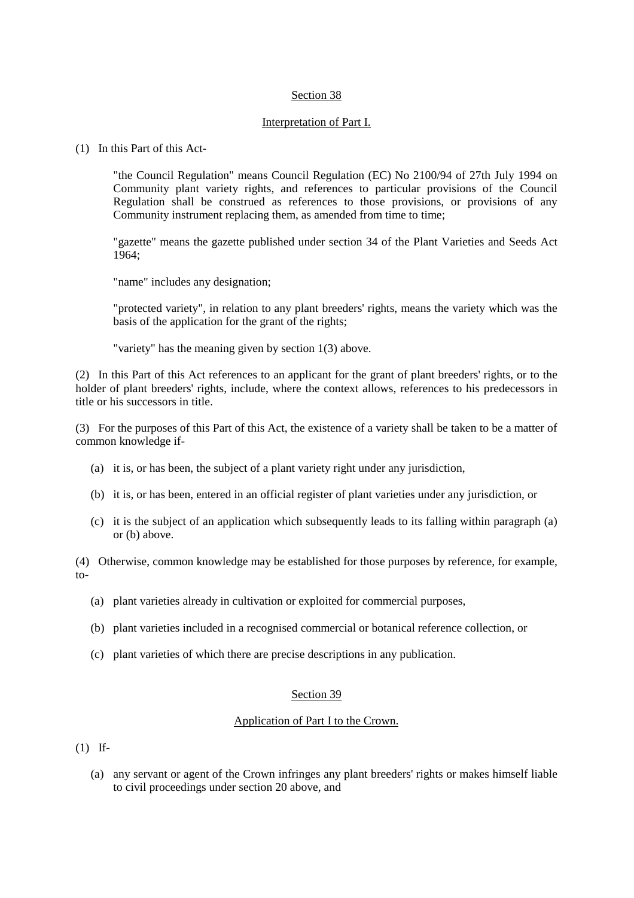## Section 38

### Interpretation of Part I.

(1) In this Part of this Act-

"the Council Regulation" means Council Regulation (EC) No 2100/94 of 27th July 1994 on Community plant variety rights, and references to particular provisions of the Council Regulation shall be construed as references to those provisions, or provisions of any Community instrument replacing them, as amended from time to time;

"gazette" means the gazette published under section 34 of the Plant Varieties and Seeds Act 1964;

"name" includes any designation;

"protected variety", in relation to any plant breeders' rights, means the variety which was the basis of the application for the grant of the rights;

"variety" has the meaning given by section 1(3) above.

(2) In this Part of this Act references to an applicant for the grant of plant breeders' rights, or to the holder of plant breeders' rights, include, where the context allows, references to his predecessors in title or his successors in title.

(3) For the purposes of this Part of this Act, the existence of a variety shall be taken to be a matter of common knowledge if-

- (a) it is, or has been, the subject of a plant variety right under any jurisdiction,
- (b) it is, or has been, entered in an official register of plant varieties under any jurisdiction, or
- (c) it is the subject of an application which subsequently leads to its falling within paragraph (a) or (b) above.

(4) Otherwise, common knowledge may be established for those purposes by reference, for example, to-

- (a) plant varieties already in cultivation or exploited for commercial purposes,
- (b) plant varieties included in a recognised commercial or botanical reference collection, or
- (c) plant varieties of which there are precise descriptions in any publication.

## Section 39

### Application of Part I to the Crown.

(1) If-

- (a) any servant or agent of the Crown infringes any plant breeders' rights or makes himself liable to civil proceedings under section 20 above, and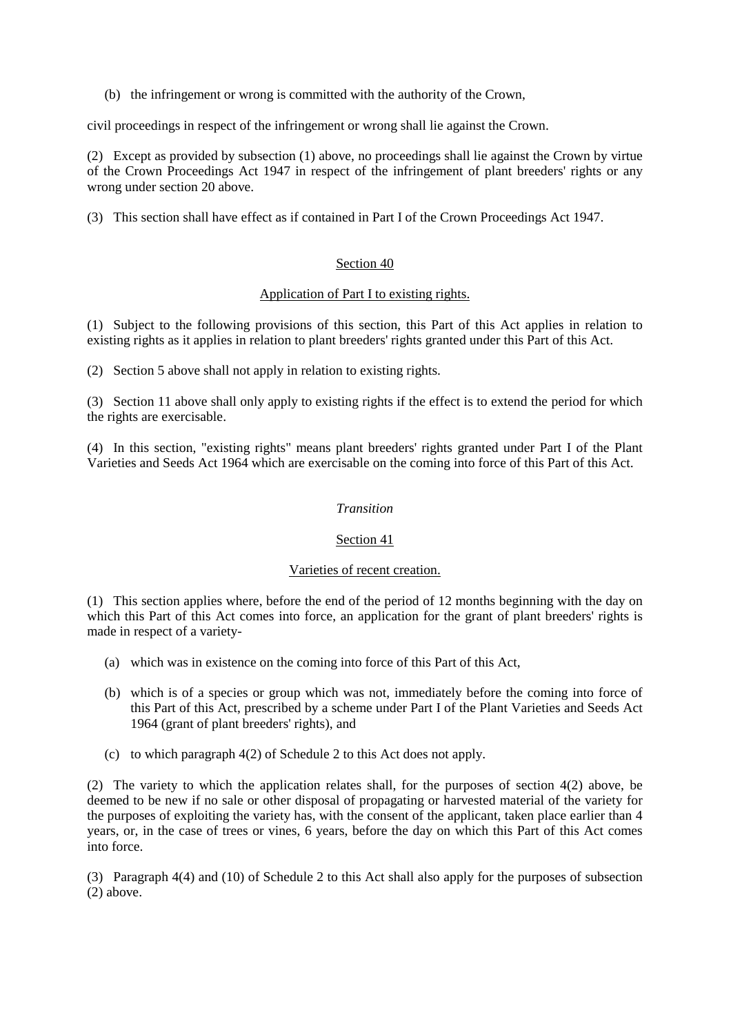(b) the infringement or wrong is committed with the authority of the Crown,

civil proceedings in respect of the infringement or wrong shall lie against the Crown.

(2) Except as provided by subsection (1) above, no proceedings shall lie against the Crown by virtue of the Crown Proceedings Act 1947 in respect of the infringement of plant breeders' rights or any wrong under section 20 above.

(3) This section shall have effect as if contained in Part I of the Crown Proceedings Act 1947.

### Section 40

#### Application of Part I to existing rights.

(1) Subject to the following provisions of this section, this Part of this Act applies in relation to existing rights as it applies in relation to plant breeders' rights granted under this Part of this Act.

(2) Section 5 above shall not apply in relation to existing rights.

(3) Section 11 above shall only apply to existing rights if the effect is to extend the period for which the rights are exercisable.

(4) In this section, "existing rights" means plant breeders' rights granted under Part I of the Plant Varieties and Seeds Act 1964 which are exercisable on the coming into force of this Part of this Act.

*Transition*

### Section 41

#### Varieties of recent creation.

(1) This section applies where, before the end of the period of 12 months beginning with the day on which this Part of this Act comes into force, an application for the grant of plant breeders' rights is made in respect of a variety-

(a) which was in existence on the coming into force of this Part of this Act,

(b) which is of a species or group which was not, immediately before the coming into force of this Part of this Act, prescribed by a scheme under Part I of the Plant Varieties and Seeds Act 1964 (grant of plant breeders' rights), and

(c) to which paragraph 4(2) of Schedule 2 to this Act does not apply.

(2) The variety to which the application relates shall, for the purposes of section 4(2) above, be deemed to be new if no sale or other disposal of propagating or harvested material of the variety for the purposes of exploiting the variety has, with the consent of the applicant, taken place earlier than 4 years, or, in the case of trees or vines, 6 years, before the day on which this Part of this Act comes into force.

(3) Paragraph 4(4) and (10) of Schedule 2 to this Act shall also apply for the purposes of subsection (2) above.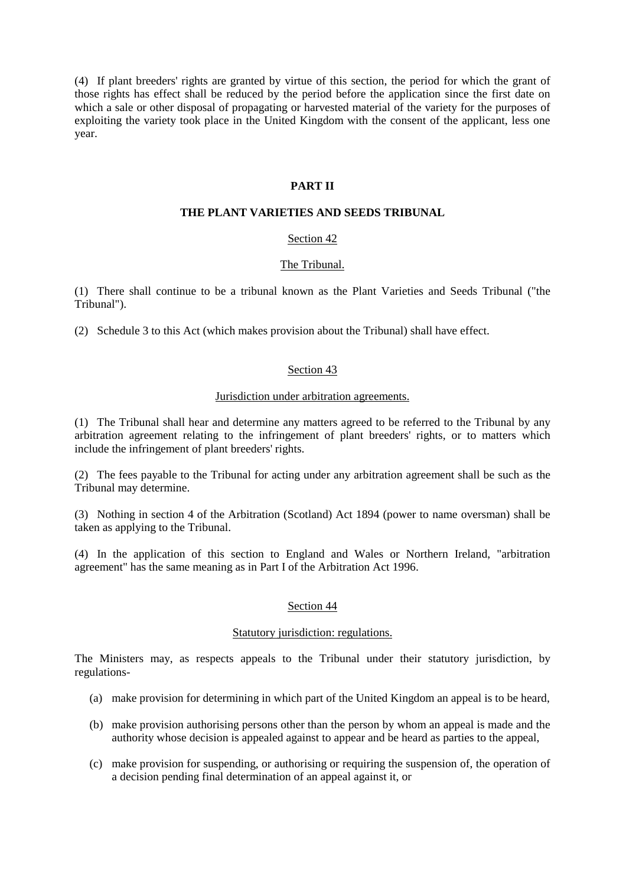(4) If plant breeders' rights are granted by virtue of this section, the period for which the grant of those rights has effect shall be reduced by the period before the application since the first date on which a sale or other disposal of propagating or harvested material of the variety for the purposes of exploiting the variety took place in the United Kingdom with the consent of the applicant, less one year.

## PART II

## THE PLANT VARIETIES AND SEEDS TRIBUNAL

### Section 42

#### The Tribunal.

(1) There shall continue to be a tribunal known as the Plant Varieties and Seeds Tribunal ("the Tribunal").

(2) Schedule 3 to this Act (which makes provision about the Tribunal) shall have effect.

### Section 43

#### Jurisdiction under arbitration agreements.

(1) The Tribunal shall hear and determine any matters agreed to be referred to the Tribunal by any arbitration agreement relating to the infringement of plant breeders' rights, or to matters which include the infringement of plant breeders' rights.

(2) The fees payable to the Tribunal for acting under any arbitration agreement shall be such as the Tribunal may determine.

(3) Nothing in section 4 of the Arbitration (Scotland) Act 1894 (power to name oversman) shall be taken as applying to the Tribunal.

(4) In the application of this section to England and Wales or Northern Ireland, "arbitration agreement" has the same meaning as in Part I of the Arbitration Act 1996.

### Section 44

#### Statutory jurisdiction: regulations.

The Ministers may, as respects appeals to the Tribunal under their statutory jurisdiction, by regulations-

(a) make provision for determining in which part of the United Kingdom an appeal is to be heard,

(b) make provision authorising persons other than the person by whom an appeal is made and the authority whose decision is appealed against to appear and be heard as parties to the appeal,

(c) make provision for suspending, or authorising or requiring the suspension of, the operation of a decision pending final determination of an appeal against it, or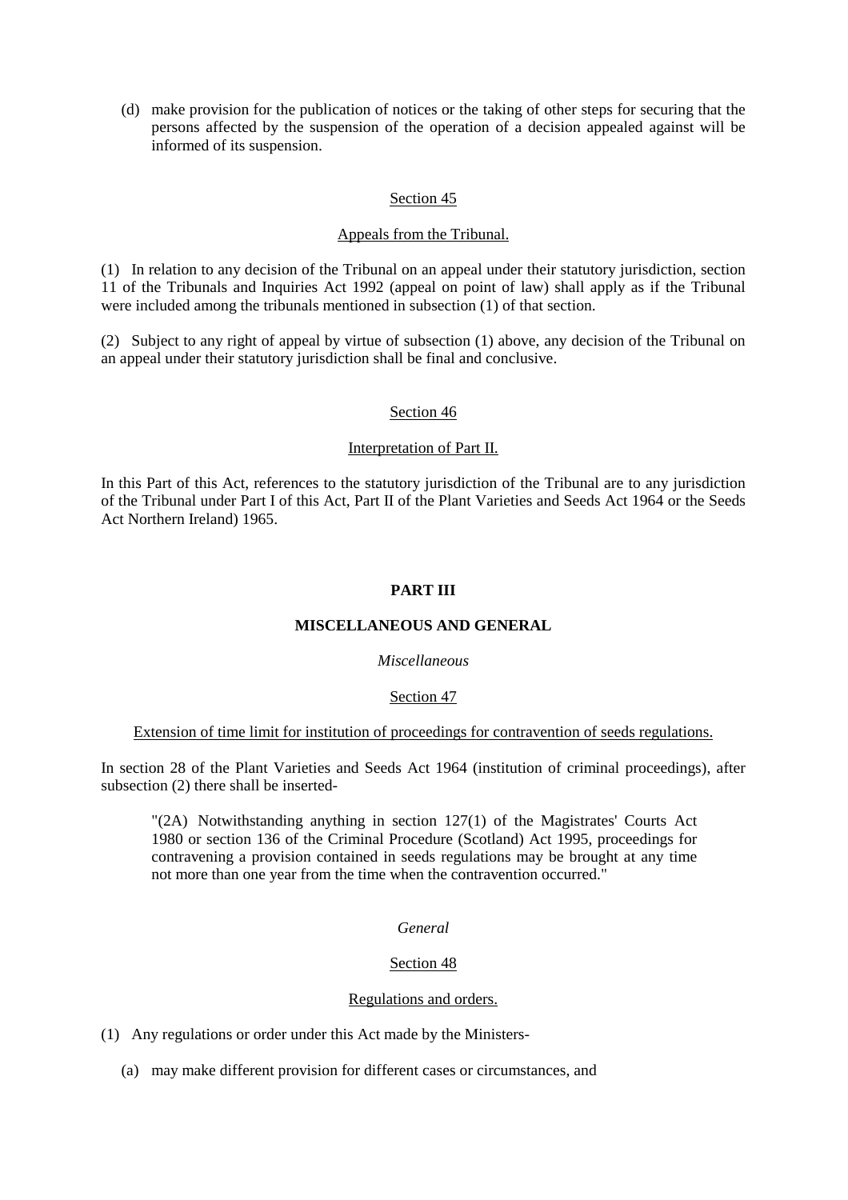(d) make provision for the publication of notices or the taking of other steps for securing that the persons affected by the suspension of the operation of a decision appealed against will be informed of its suspension.

### Section 45

#### Appeals from the Tribunal.

(1) In relation to any decision of the Tribunal on an appeal under their statutory jurisdiction, section 11 of the Tribunals and Inquiries Act 1992 (appeal on point of law) shall apply as if the Tribunal were included among the tribunals mentioned in subsection (1) of that section.

(2) Subject to any right of appeal by virtue of subsection (1) above, any decision of the Tribunal on an appeal under their statutory jurisdiction shall be final and conclusive.

### Section 46

#### Interpretation of Part II.

In this Part of this Act, references to the statutory jurisdiction of the Tribunal are to any jurisdiction of the Tribunal under Part I of this Act, Part II of the Plant Varieties and Seeds Act 1964 or the Seeds Act Northern Ireland) 1965.

## PART III

## MISCELLANEOUS AND GENERAL

*Miscellaneous*

### Section 47

#### Extension of time limit for institution of proceedings for contravention of seeds regulations.

In section 28 of the Plant Varieties and Seeds Act 1964 (institution of criminal proceedings), after subsection (2) there shall be inserted-

> "(2A) Notwithstanding anything in section 127(1) of the Magistrates' Courts Act 1980 or section 136 of the Criminal Procedure (Scotland) Act 1995, proceedings for contravening a provision contained in seeds regulations may be brought at any time not more than one year from the time when the contravention occurred."

*General*

### Section 48

#### Regulations and orders.

(1) Any regulations or order under this Act made by the Ministers-

(a) may make different provision for different cases or circumstances, and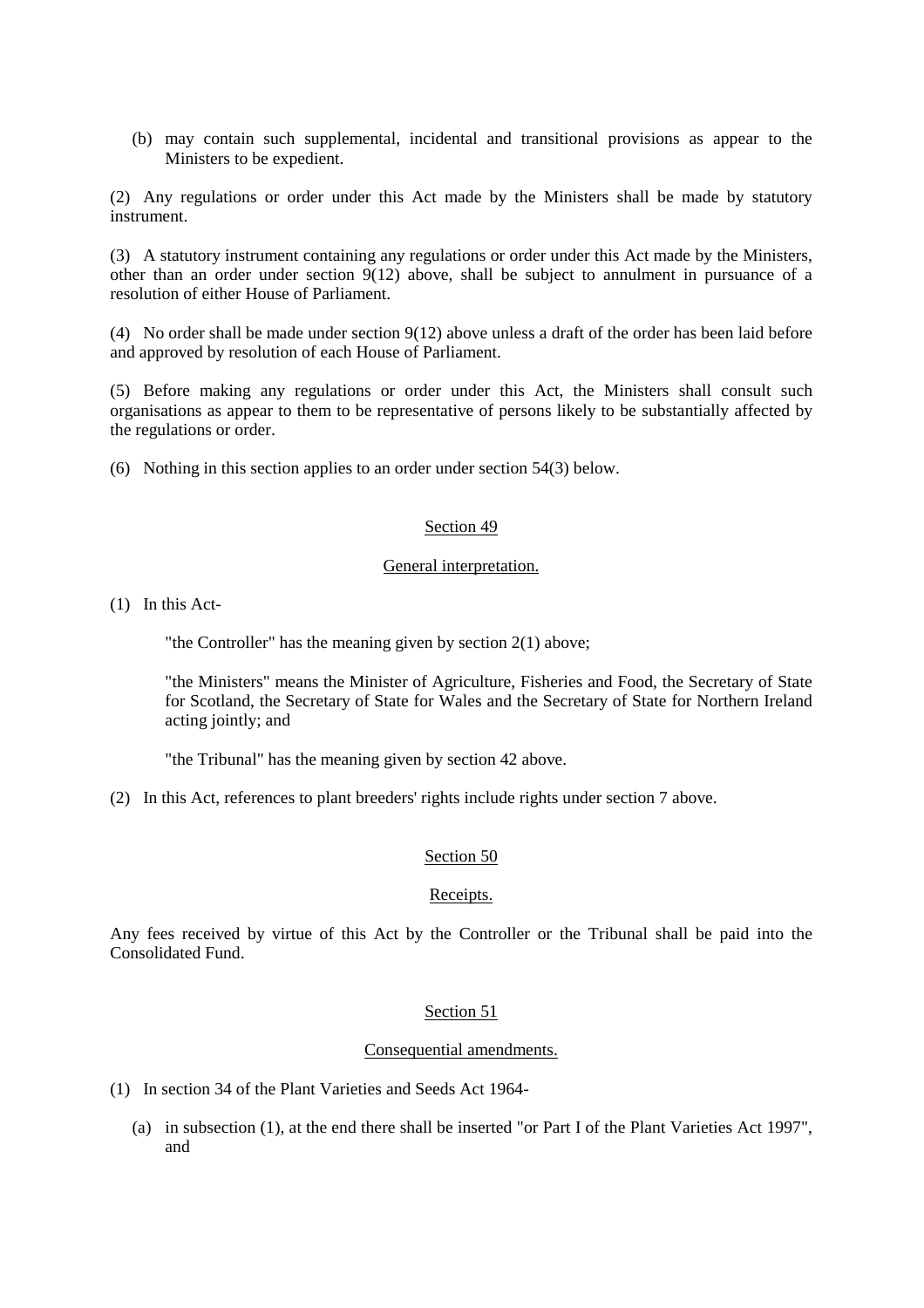(b) may contain such supplemental, incidental and transitional provisions as appear to the Ministers to be expedient.

(2) Any regulations or order under this Act made by the Ministers shall be made by statutory instrument.

(3) A statutory instrument containing any regulations or order under this Act made by the Ministers, other than an order under section 9(12) above, shall be subject to annulment in pursuance of a resolution of either House of Parliament.

(4) No order shall be made under section 9(12) above unless a draft of the order has been laid before and approved by resolution of each House of Parliament.

(5) Before making any regulations or order under this Act, the Ministers shall consult such organisations as appear to them to be representative of persons likely to be substantially affected by the regulations or order.

(6) Nothing in this section applies to an order under section 54(3) below.

## Section 49

### General interpretation.

(1) In this Act-

"the Controller" has the meaning given by section 2(1) above;

"the Ministers" means the Minister of Agriculture, Fisheries and Food, the Secretary of State for Scotland, the Secretary of State for Wales and the Secretary of State for Northern Ireland acting jointly; and

"the Tribunal" has the meaning given by section 42 above.

(2) In this Act, references to plant breeders' rights include rights under section 7 above.

## Section 50

### Receipts.

Any fees received by virtue of this Act by the Controller or the Tribunal shall be paid into the Consolidated Fund.

## Section 51

### Consequential amendments.

(1) In section 34 of the Plant Varieties and Seeds Act 1964-

(a) in subsection (1), at the end there shall be inserted "or Part I of the Plant Varieties Act 1997", and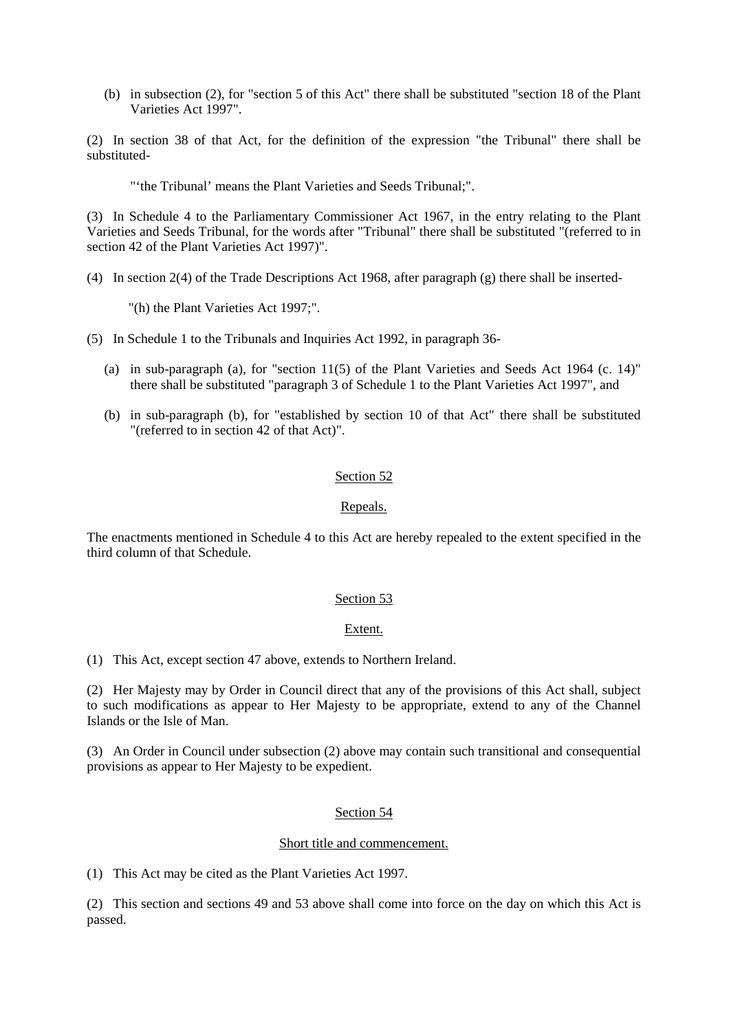(b) in subsection (2), for "section 5 of this Act" there shall be substituted "section 18 of the Plant Varieties Act 1997".

(2) In section 38 of that Act, for the definition of the expression "the Tribunal" there shall be substituted-

"'the Tribunal' means the Plant Varieties and Seeds Tribunal;".

(3) In Schedule 4 to the Parliamentary Commissioner Act 1967, in the entry relating to the Plant Varieties and Seeds Tribunal, for the words after "Tribunal" there shall be substituted "(referred to in section 42 of the Plant Varieties Act 1997)".

(4) In section 2(4) of the Trade Descriptions Act 1968, after paragraph (g) there shall be inserted-

"(h) the Plant Varieties Act 1997;".

(5) In Schedule 1 to the Tribunals and Inquiries Act 1992, in paragraph 36-

(a) in sub-paragraph (a), for "section 11(5) of the Plant Varieties and Seeds Act 1964 (c. 14)" there shall be substituted "paragraph 3 of Schedule 1 to the Plant Varieties Act 1997", and

(b) in sub-paragraph (b), for "established by section 10 of that Act" there shall be substituted "(referred to in section 42 of that Act)".

## Section 52

### Repeals.

The enactments mentioned in Schedule 4 to this Act are hereby repealed to the extent specified in the third column of that Schedule.

## Section 53

### Extent.

(1) This Act, except section 47 above, extends to Northern Ireland.

(2) Her Majesty may by Order in Council direct that any of the provisions of this Act shall, subject to such modifications as appear to Her Majesty to be appropriate, extend to any of the Channel Islands or the Isle of Man.

(3) An Order in Council under subsection (2) above may contain such transitional and consequential provisions as appear to Her Majesty to be expedient.

## Section 54

### Short title and commencement.

(1) This Act may be cited as the Plant Varieties Act 1997.

(2) This section and sections 49 and 53 above shall come into force on the day on which this Act is passed.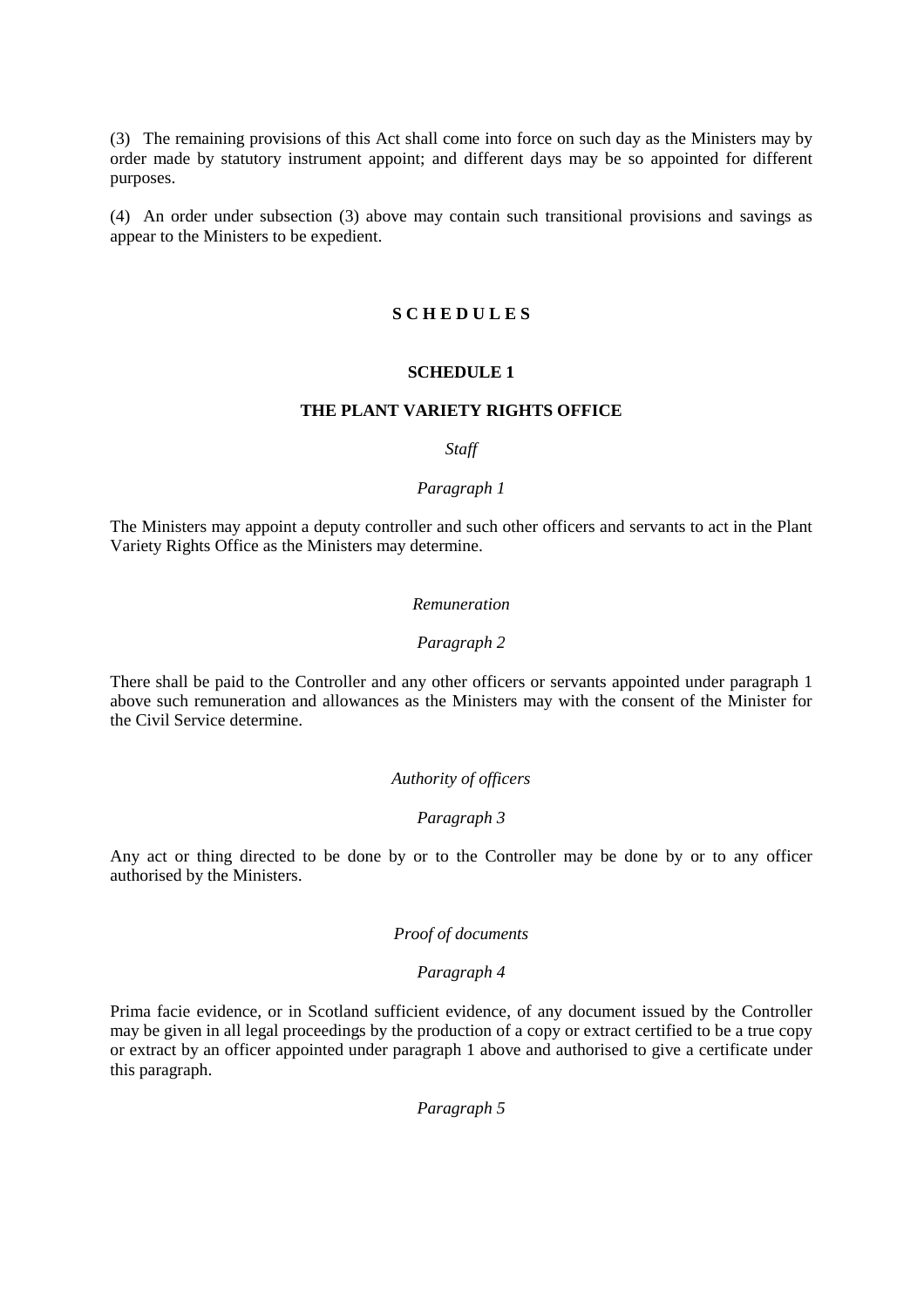(3) The remaining provisions of this Act shall come into force on such day as the Ministers may by order made by statutory instrument appoint; and different days may be so appointed for different purposes.

(4) An order under subsection (3) above may contain such transitional provisions and savings as appear to the Ministers to be expedient.

# S C H E D U L E S

## SCHEDULE 1

## THE PLANT VARIETY RIGHTS OFFICE

*Staff*

*Paragraph 1*

The Ministers may appoint a deputy controller and such other officers and servants to act in the Plant Variety Rights Office as the Ministers may determine.

*Remuneration*

*Paragraph 2*

There shall be paid to the Controller and any other officers or servants appointed under paragraph 1 above such remuneration and allowances as the Ministers may with the consent of the Minister for the Civil Service determine.

*Authority of officers*

*Paragraph 3*

Any act or thing directed to be done by or to the Controller may be done by or to any officer authorised by the Ministers.

*Proof of documents*

*Paragraph 4*

Prima facie evidence, or in Scotland sufficient evidence, of any document issued by the Controller may be given in all legal proceedings by the production of a copy or extract certified to be a true copy or extract by an officer appointed under paragraph 1 above and authorised to give a certificate under this paragraph.

*Paragraph 5*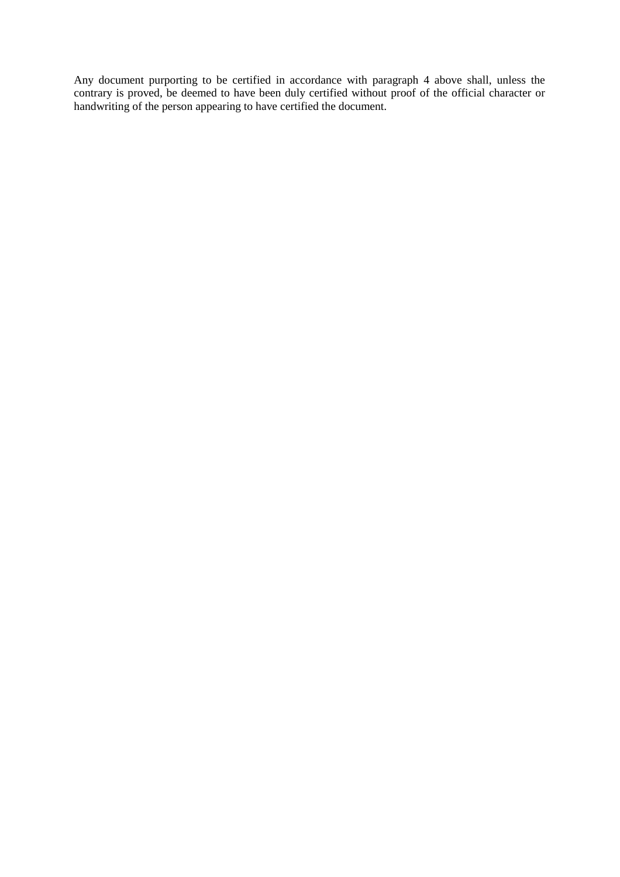Any document purporting to be certified in accordance with paragraph 4 above shall, unless the contrary is proved, be deemed to have been duly certified without proof of the official character or handwriting of the person appearing to have certified the document.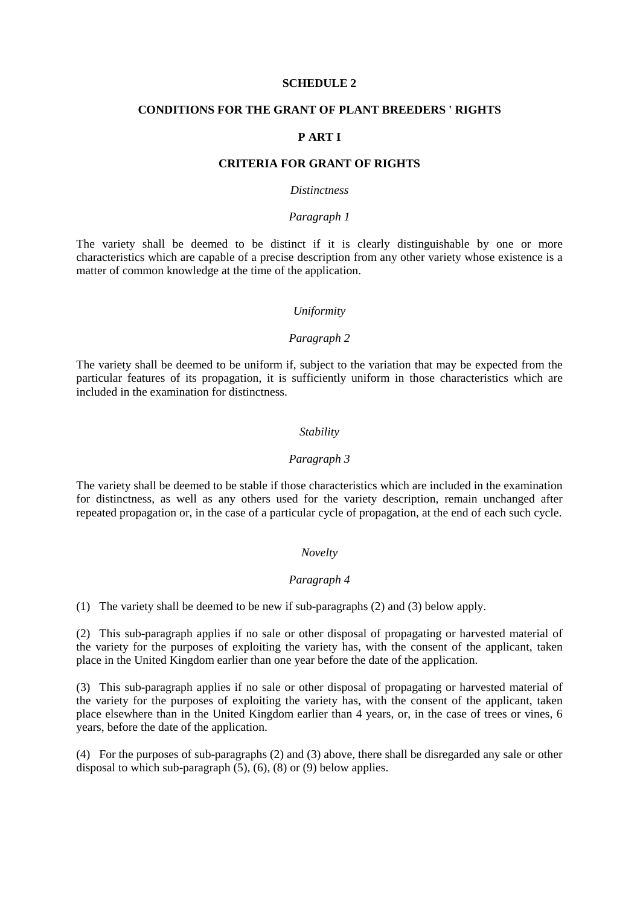# SCHEDULE 2

## CONDITIONS FOR THE GRANT OF PLANT BREEDERS ' RIGHTS

## P ART I

## CRITERIA FOR GRANT OF RIGHTS

*Distinctness*

*Paragraph 1*

The variety shall be deemed to be distinct if it is clearly distinguishable by one or more characteristics which are capable of a precise description from any other variety whose existence is a matter of common knowledge at the time of the application.

*Uniformity*

*Paragraph 2*

The variety shall be deemed to be uniform if, subject to the variation that may be expected from the particular features of its propagation, it is sufficiently uniform in those characteristics which are included in the examination for distinctness.

*Stability*

*Paragraph 3*

The variety shall be deemed to be stable if those characteristics which are included in the examination for distinctness, as well as any others used for the variety description, remain unchanged after repeated propagation or, in the case of a particular cycle of propagation, at the end of each such cycle.

*Novelty*

*Paragraph 4*

(1) The variety shall be deemed to be new if sub-paragraphs (2) and (3) below apply.

(2) This sub-paragraph applies if no sale or other disposal of propagating or harvested material of the variety for the purposes of exploiting the variety has, with the consent of the applicant, taken place in the United Kingdom earlier than one year before the date of the application.

(3) This sub-paragraph applies if no sale or other disposal of propagating or harvested material of the variety for the purposes of exploiting the variety has, with the consent of the applicant, taken place elsewhere than in the United Kingdom earlier than 4 years, or, in the case of trees or vines, 6 years, before the date of the application.

(4) For the purposes of sub-paragraphs (2) and (3) above, there shall be disregarded any sale or other disposal to which sub-paragraph (5), (6), (8) or (9) below applies.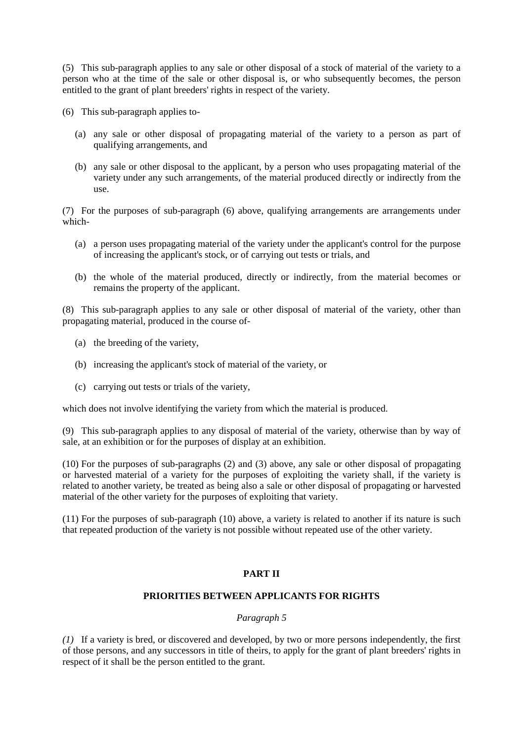(5) This sub-paragraph applies to any sale or other disposal of a stock of material of the variety to a person who at the time of the sale or other disposal is, or who subsequently becomes, the person entitled to the grant of plant breeders' rights in respect of the variety.

(6) This sub-paragraph applies to-

- (a) any sale or other disposal of propagating material of the variety to a person as part of qualifying arrangements, and
- (b) any sale or other disposal to the applicant, by a person who uses propagating material of the variety under any such arrangements, of the material produced directly or indirectly from the use.

(7) For the purposes of sub-paragraph (6) above, qualifying arrangements are arrangements under which-

- (a) a person uses propagating material of the variety under the applicant's control for the purpose of increasing the applicant's stock, or of carrying out tests or trials, and
- (b) the whole of the material produced, directly or indirectly, from the material becomes or remains the property of the applicant.

(8) This sub-paragraph applies to any sale or other disposal of material of the variety, other than propagating material, produced in the course of-

- (a) the breeding of the variety,
- (b) increasing the applicant's stock of material of the variety, or
- (c) carrying out tests or trials of the variety,

which does not involve identifying the variety from which the material is produced.

(9) This sub-paragraph applies to any disposal of material of the variety, otherwise than by way of sale, at an exhibition or for the purposes of display at an exhibition.

(10) For the purposes of sub-paragraphs (2) and (3) above, any sale or other disposal of propagating or harvested material of a variety for the purposes of exploiting the variety shall, if the variety is related to another variety, be treated as being also a sale or other disposal of propagating or harvested material of the other variety for the purposes of exploiting that variety.

(11) For the purposes of sub-paragraph (10) above, a variety is related to another if its nature is such that repeated production of the variety is not possible without repeated use of the other variety.

## PART II

## PRIORITIES BETWEEN APPLICANTS FOR RIGHTS

*Paragraph 5*

*(1)* If a variety is bred, or discovered and developed, by two or more persons independently, the first of those persons, and any successors in title of theirs, to apply for the grant of plant breeders' rights in respect of it shall be the person entitled to the grant.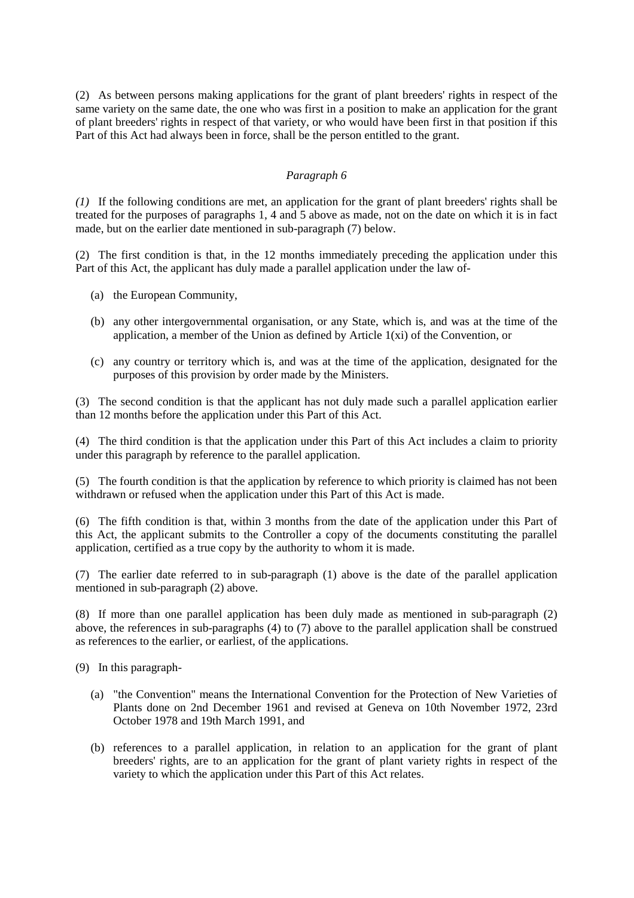(2) As between persons making applications for the grant of plant breeders' rights in respect of the same variety on the same date, the one who was first in a position to make an application for the grant of plant breeders' rights in respect of that variety, or who would have been first in that position if this Part of this Act had always been in force, shall be the person entitled to the grant.

*Paragraph 6*

*(1)* If the following conditions are met, an application for the grant of plant breeders' rights shall be treated for the purposes of paragraphs 1, 4 and 5 above as made, not on the date on which it is in fact made, but on the earlier date mentioned in sub-paragraph (7) below.

(2) The first condition is that, in the 12 months immediately preceding the application under this Part of this Act, the applicant has duly made a parallel application under the law of-

- (a) the European Community,
- (b) any other intergovernmental organisation, or any State, which is, and was at the time of the application, a member of the Union as defined by Article 1(xi) of the Convention, or
- (c) any country or territory which is, and was at the time of the application, designated for the purposes of this provision by order made by the Ministers.

(3) The second condition is that the applicant has not duly made such a parallel application earlier than 12 months before the application under this Part of this Act.

(4) The third condition is that the application under this Part of this Act includes a claim to priority under this paragraph by reference to the parallel application.

(5) The fourth condition is that the application by reference to which priority is claimed has not been withdrawn or refused when the application under this Part of this Act is made.

(6) The fifth condition is that, within 3 months from the date of the application under this Part of this Act, the applicant submits to the Controller a copy of the documents constituting the parallel application, certified as a true copy by the authority to whom it is made.

(7) The earlier date referred to in sub-paragraph (1) above is the date of the parallel application mentioned in sub-paragraph (2) above.

(8) If more than one parallel application has been duly made as mentioned in sub-paragraph (2) above, the references in sub-paragraphs (4) to (7) above to the parallel application shall be construed as references to the earlier, or earliest, of the applications.

(9) In this paragraph-

- (a) "the Convention" means the International Convention for the Protection of New Varieties of Plants done on 2nd December 1961 and revised at Geneva on 10th November 1972, 23rd October 1978 and 19th March 1991, and
- (b) references to a parallel application, in relation to an application for the grant of plant breeders' rights, are to an application for the grant of plant variety rights in respect of the variety to which the application under this Part of this Act relates.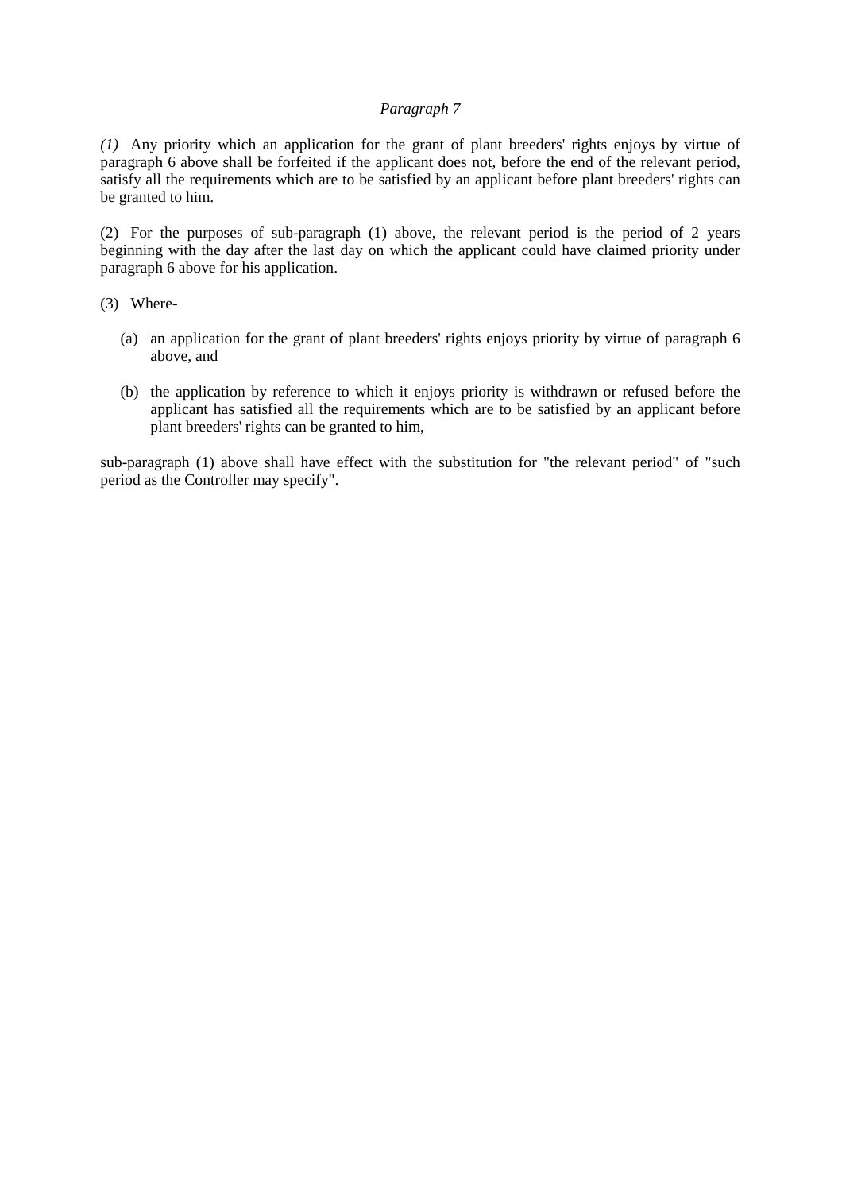*Paragraph 7*

*(1)* Any priority which an application for the grant of plant breeders' rights enjoys by virtue of paragraph 6 above shall be forfeited if the applicant does not, before the end of the relevant period, satisfy all the requirements which are to be satisfied by an applicant before plant breeders' rights can be granted to him.

(2) For the purposes of sub-paragraph (1) above, the relevant period is the period of 2 years beginning with the day after the last day on which the applicant could have claimed priority under paragraph 6 above for his application.

(3) Where-

- (a) an application for the grant of plant breeders' rights enjoys priority by virtue of paragraph 6 above, and
- (b) the application by reference to which it enjoys priority is withdrawn or refused before the applicant has satisfied all the requirements which are to be satisfied by an applicant before plant breeders' rights can be granted to him,

sub-paragraph (1) above shall have effect with the substitution for "the relevant period" of "such period as the Controller may specify".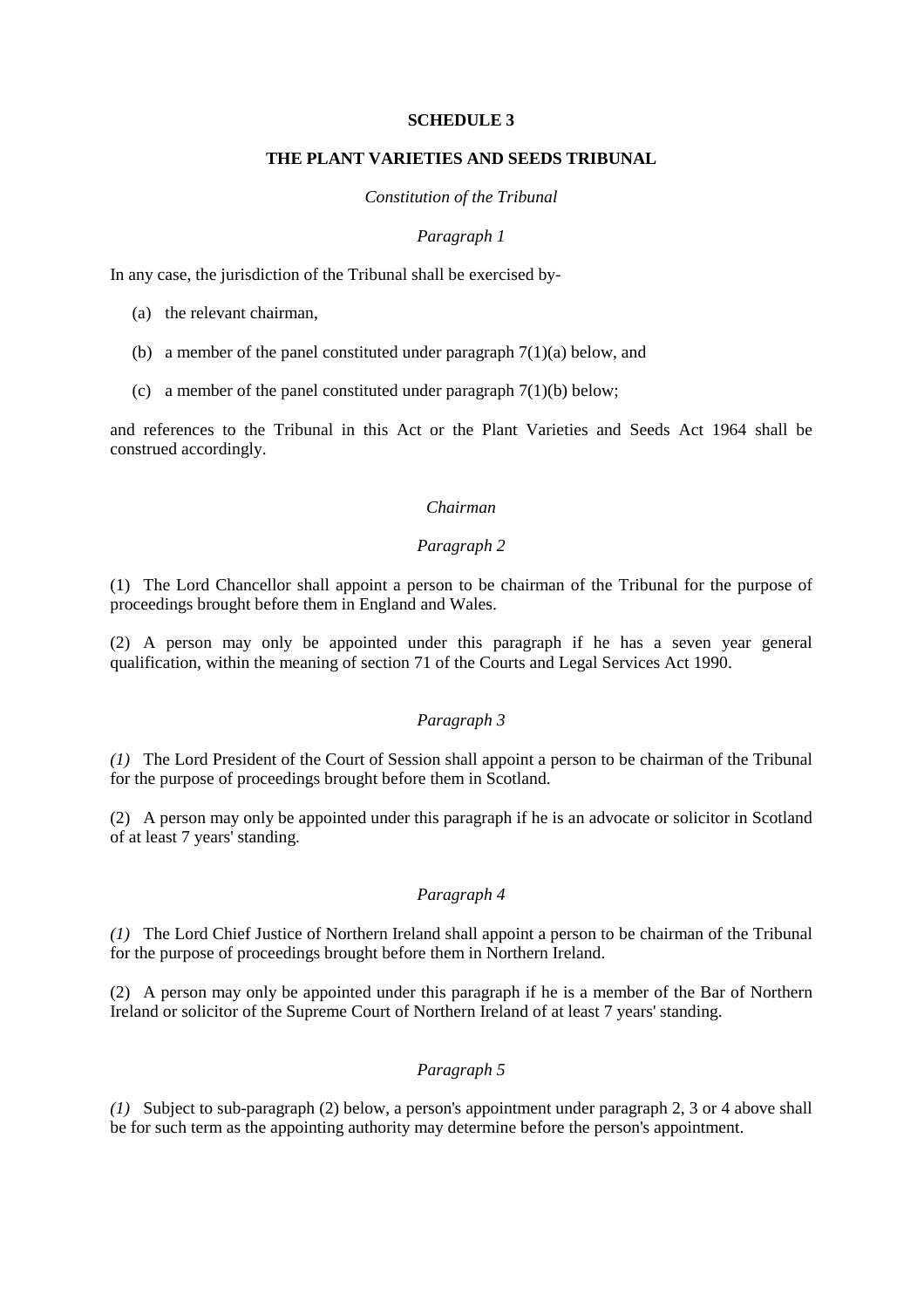## SCHEDULE 3

## THE PLANT VARIETIES AND SEEDS TRIBUNAL

*Constitution of the Tribunal*

*Paragraph 1*

In any case, the jurisdiction of the Tribunal shall be exercised by-

(a) the relevant chairman,

(b) a member of the panel constituted under paragraph 7(1)(a) below, and

(c) a member of the panel constituted under paragraph 7(1)(b) below;

and references to the Tribunal in this Act or the Plant Varieties and Seeds Act 1964 shall be construed accordingly.

*Chairman*

*Paragraph 2*

(1) The Lord Chancellor shall appoint a person to be chairman of the Tribunal for the purpose of proceedings brought before them in England and Wales.

(2) A person may only be appointed under this paragraph if he has a seven year general qualification, within the meaning of section 71 of the Courts and Legal Services Act 1990.

*Paragraph 3*

*(1)* The Lord President of the Court of Session shall appoint a person to be chairman of the Tribunal for the purpose of proceedings brought before them in Scotland.

(2) A person may only be appointed under this paragraph if he is an advocate or solicitor in Scotland of at least 7 years' standing.

*Paragraph 4*

*(1)* The Lord Chief Justice of Northern Ireland shall appoint a person to be chairman of the Tribunal for the purpose of proceedings brought before them in Northern Ireland.

(2) A person may only be appointed under this paragraph if he is a member of the Bar of Northern Ireland or solicitor of the Supreme Court of Northern Ireland of at least 7 years' standing.

*Paragraph 5*

*(1)* Subject to sub-paragraph (2) below, a person's appointment under paragraph 2, 3 or 4 above shall be for such term as the appointing authority may determine before the person's appointment.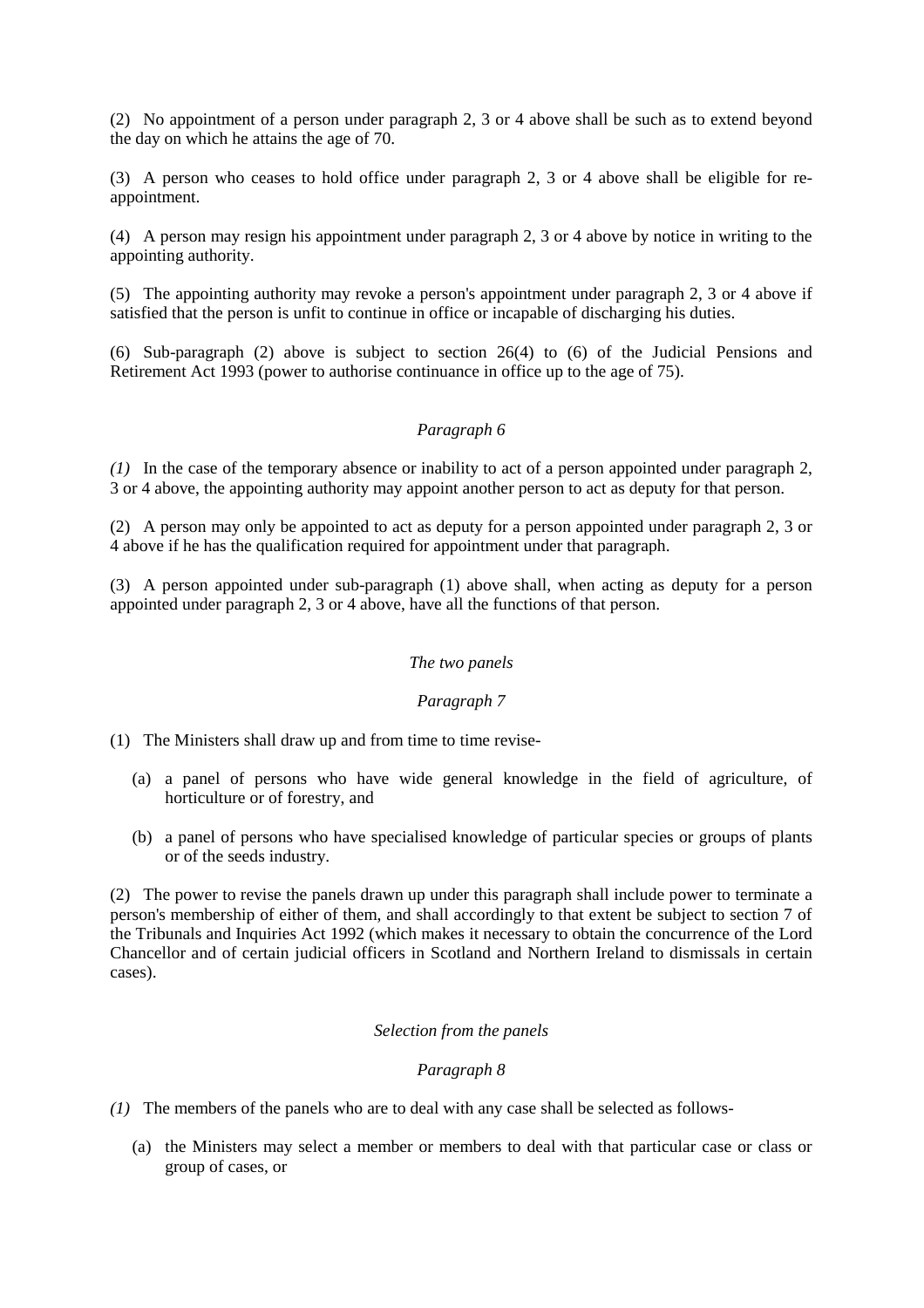(2) No appointment of a person under paragraph 2, 3 or 4 above shall be such as to extend beyond the day on which he attains the age of 70.

(3) A person who ceases to hold office under paragraph 2, 3 or 4 above shall be eligible for re-appointment.

(4) A person may resign his appointment under paragraph 2, 3 or 4 above by notice in writing to the appointing authority.

(5) The appointing authority may revoke a person's appointment under paragraph 2, 3 or 4 above if satisfied that the person is unfit to continue in office or incapable of discharging his duties.

(6) Sub-paragraph (2) above is subject to section 26(4) to (6) of the Judicial Pensions and Retirement Act 1993 (power to authorise continuance in office up to the age of 75).

*Paragraph 6*

*(1)* In the case of the temporary absence or inability to act of a person appointed under paragraph 2, 3 or 4 above, the appointing authority may appoint another person to act as deputy for that person.

(2) A person may only be appointed to act as deputy for a person appointed under paragraph 2, 3 or 4 above if he has the qualification required for appointment under that paragraph.

(3) A person appointed under sub-paragraph (1) above shall, when acting as deputy for a person appointed under paragraph 2, 3 or 4 above, have all the functions of that person.

*The two panels*

*Paragraph 7*

(1) The Ministers shall draw up and from time to time revise-

- (a) a panel of persons who have wide general knowledge in the field of agriculture, of horticulture or of forestry, and
- (b) a panel of persons who have specialised knowledge of particular species or groups of plants or of the seeds industry.

(2) The power to revise the panels drawn up under this paragraph shall include power to terminate a person's membership of either of them, and shall accordingly to that extent be subject to section 7 of the Tribunals and Inquiries Act 1992 (which makes it necessary to obtain the concurrence of the Lord Chancellor and of certain judicial officers in Scotland and Northern Ireland to dismissals in certain cases).

*Selection from the panels*

*Paragraph 8*

*(1)* The members of the panels who are to deal with any case shall be selected as follows-

- (a) the Ministers may select a member or members to deal with that particular case or class or group of cases, or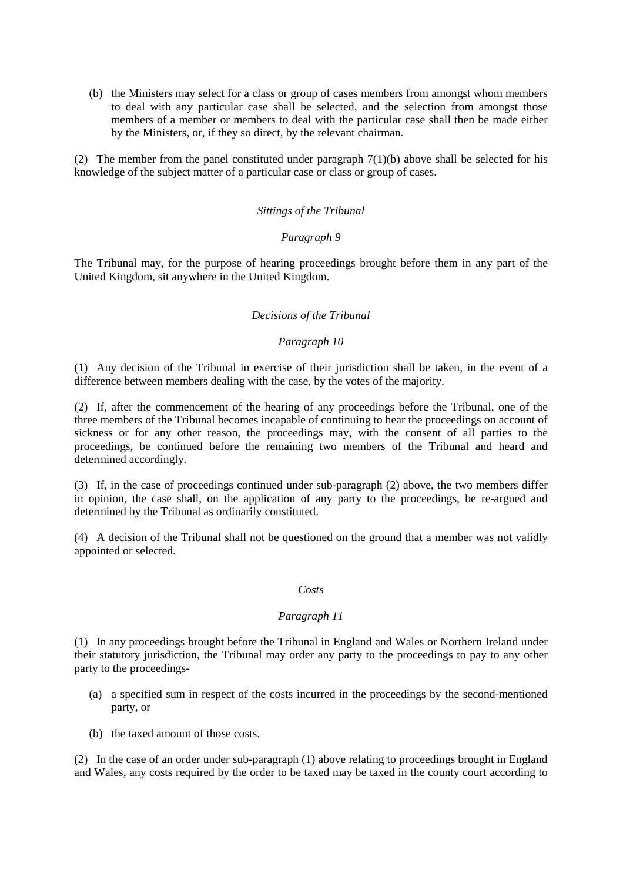(b) the Ministers may select for a class or group of cases members from amongst whom members to deal with any particular case shall be selected, and the selection from amongst those members of a member or members to deal with the particular case shall then be made either by the Ministers, or, if they so direct, by the relevant chairman.

(2) The member from the panel constituted under paragraph 7(1)(b) above shall be selected for his knowledge of the subject matter of a particular case or class or group of cases.

*Sittings of the Tribunal*

*Paragraph 9*

The Tribunal may, for the purpose of hearing proceedings brought before them in any part of the United Kingdom, sit anywhere in the United Kingdom.

*Decisions of the Tribunal*

*Paragraph 10*

(1) Any decision of the Tribunal in exercise of their jurisdiction shall be taken, in the event of a difference between members dealing with the case, by the votes of the majority.

(2) If, after the commencement of the hearing of any proceedings before the Tribunal, one of the three members of the Tribunal becomes incapable of continuing to hear the proceedings on account of sickness or for any other reason, the proceedings may, with the consent of all parties to the proceedings, be continued before the remaining two members of the Tribunal and heard and determined accordingly.

(3) If, in the case of proceedings continued under sub-paragraph (2) above, the two members differ in opinion, the case shall, on the application of any party to the proceedings, be re-argued and determined by the Tribunal as ordinarily constituted.

(4) A decision of the Tribunal shall not be questioned on the ground that a member was not validly appointed or selected.

*Costs*

*Paragraph 11*

(1) In any proceedings brought before the Tribunal in England and Wales or Northern Ireland under their statutory jurisdiction, the Tribunal may order any party to the proceedings to pay to any other party to the proceedings-

(a) a specified sum in respect of the costs incurred in the proceedings by the second-mentioned party, or

(b) the taxed amount of those costs.

(2) In the case of an order under sub-paragraph (1) above relating to proceedings brought in England and Wales, any costs required by the order to be taxed may be taxed in the county court according to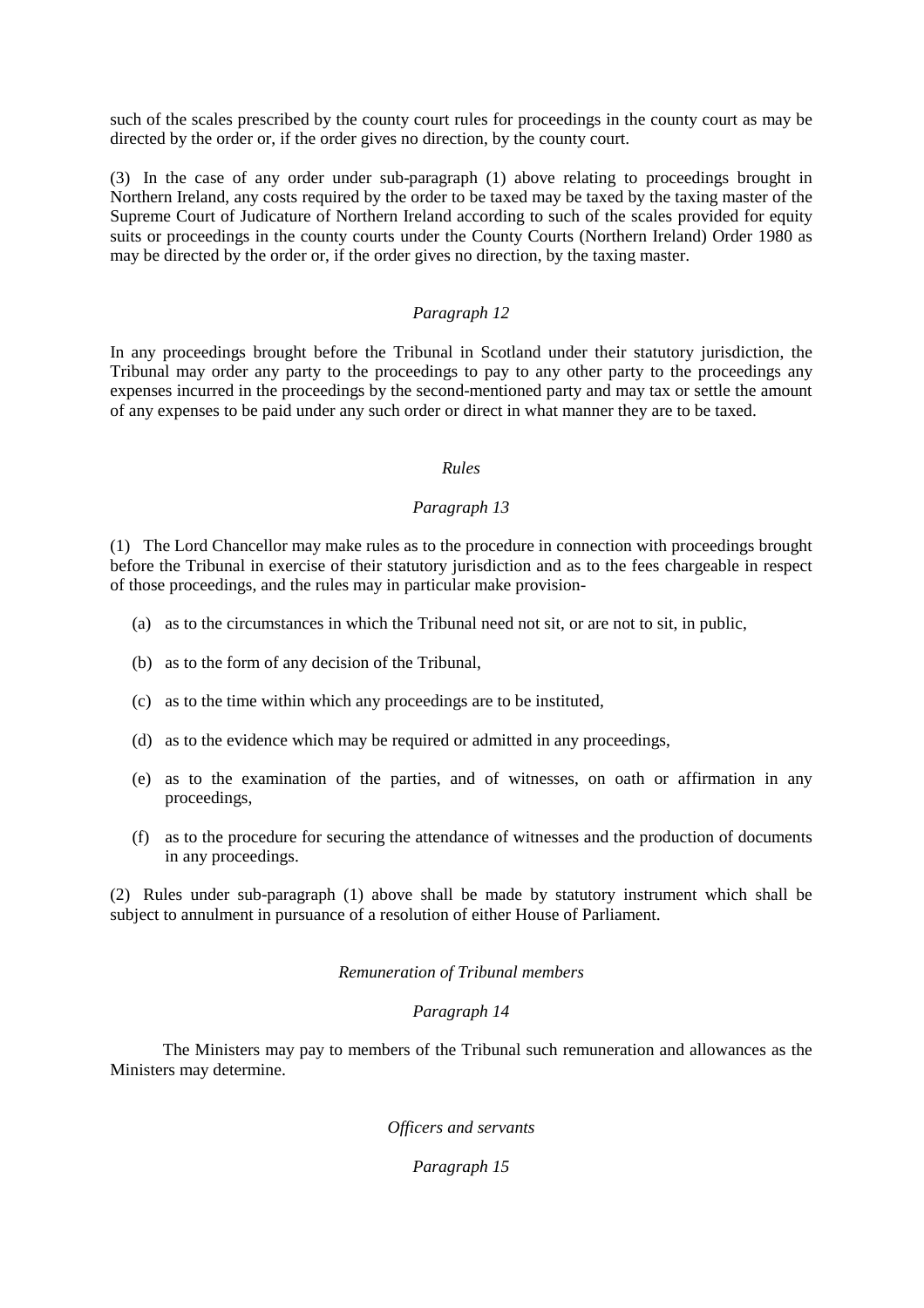such of the scales prescribed by the county court rules for proceedings in the county court as may be directed by the order or, if the order gives no direction, by the county court.

(3) In the case of any order under sub-paragraph (1) above relating to proceedings brought in Northern Ireland, any costs required by the order to be taxed may be taxed by the taxing master of the Supreme Court of Judicature of Northern Ireland according to such of the scales provided for equity suits or proceedings in the county courts under the County Courts (Northern Ireland) Order 1980 as may be directed by the order or, if the order gives no direction, by the taxing master.

*Paragraph 12*

In any proceedings brought before the Tribunal in Scotland under their statutory jurisdiction, the Tribunal may order any party to the proceedings to pay to any other party to the proceedings any expenses incurred in the proceedings by the second-mentioned party and may tax or settle the amount of any expenses to be paid under any such order or direct in what manner they are to be taxed.

*Rules*

*Paragraph 13*

(1) The Lord Chancellor may make rules as to the procedure in connection with proceedings brought before the Tribunal in exercise of their statutory jurisdiction and as to the fees chargeable in respect of those proceedings, and the rules may in particular make provision-

(a) as to the circumstances in which the Tribunal need not sit, or are not to sit, in public,

(b) as to the form of any decision of the Tribunal,

(c) as to the time within which any proceedings are to be instituted,

(d) as to the evidence which may be required or admitted in any proceedings,

(e) as to the examination of the parties, and of witnesses, on oath or affirmation in any proceedings,

(f) as to the procedure for securing the attendance of witnesses and the production of documents in any proceedings.

(2) Rules under sub-paragraph (1) above shall be made by statutory instrument which shall be subject to annulment in pursuance of a resolution of either House of Parliament.

*Remuneration of Tribunal members*

*Paragraph 14*

The Ministers may pay to members of the Tribunal such remuneration and allowances as the Ministers may determine.

*Officers and servants*

*Paragraph 15*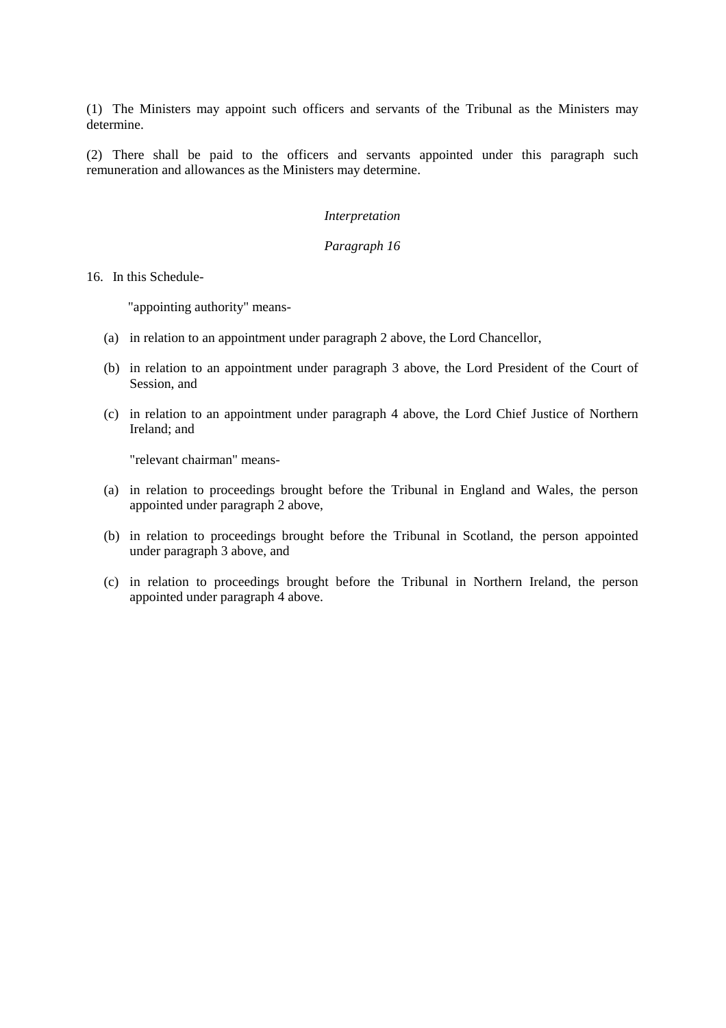(1) The Ministers may appoint such officers and servants of the Tribunal as the Ministers may determine.

(2) There shall be paid to the officers and servants appointed under this paragraph such remuneration and allowances as the Ministers may determine.

*Interpretation*

*Paragraph 16*

16. In this Schedule-

"appointing authority" means-

(a) in relation to an appointment under paragraph 2 above, the Lord Chancellor,

(b) in relation to an appointment under paragraph 3 above, the Lord President of the Court of Session, and

(c) in relation to an appointment under paragraph 4 above, the Lord Chief Justice of Northern Ireland; and

"relevant chairman" means-

(a) in relation to proceedings brought before the Tribunal in England and Wales, the person appointed under paragraph 2 above,

(b) in relation to proceedings brought before the Tribunal in Scotland, the person appointed under paragraph 3 above, and

(c) in relation to proceedings brought before the Tribunal in Northern Ireland, the person appointed under paragraph 4 above.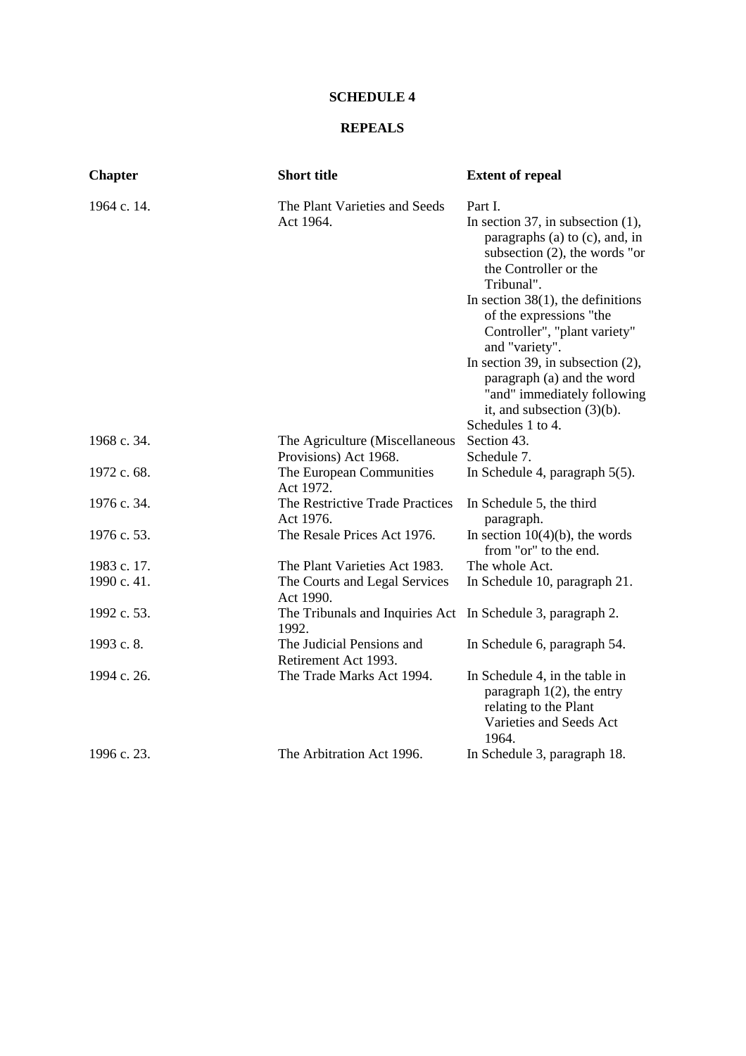# SCHEDULE 4

## REPEALS

| Chapter | Short title | Extent of repeal |
| --- | --- | --- |
| 1964 c. 14. | The Plant Varieties and Seeds Act 1964. | Part I.<br>In section 37, in subsection (1), paragraphs (a) to (c), and, in subsection (2), the words "or the Controller or the Tribunal".<br>In section 38(1), the definitions of the expressions "the Controller", "plant variety" and "variety".<br>In section 39, in subsection (2), paragraph (a) and the word "and" immediately following it, and subsection (3)(b).<br>Schedules 1 to 4. |
| 1968 c. 34. | The Agriculture (Miscellaneous Provisions) Act 1968. | Section 43.<br>Schedule 7. |
| 1972 c. 68. | The European Communities Act 1972. | In Schedule 4, paragraph 5(5). |
| 1976 c. 34. | The Restrictive Trade Practices Act 1976. | In Schedule 5, the third paragraph. |
| 1976 c. 53. | The Resale Prices Act 1976. | In section 10(4)(b), the words from "or" to the end. |
| 1983 c. 17. | The Plant Varieties Act 1983. | The whole Act. |
| 1990 c. 41. | The Courts and Legal Services Act 1990. | In Schedule 10, paragraph 21. |
| 1992 c. 53. | The Tribunals and Inquiries Act 1992. | In Schedule 3, paragraph 2. |
| 1993 c. 8. | The Judicial Pensions and Retirement Act 1993. | In Schedule 6, paragraph 54. |
| 1994 c. 26. | The Trade Marks Act 1994. | In Schedule 4, in the table in paragraph 1(2), the entry relating to the Plant Varieties and Seeds Act 1964. |
| 1996 c. 23. | The Arbitration Act 1996. | In Schedule 3, paragraph 18. |